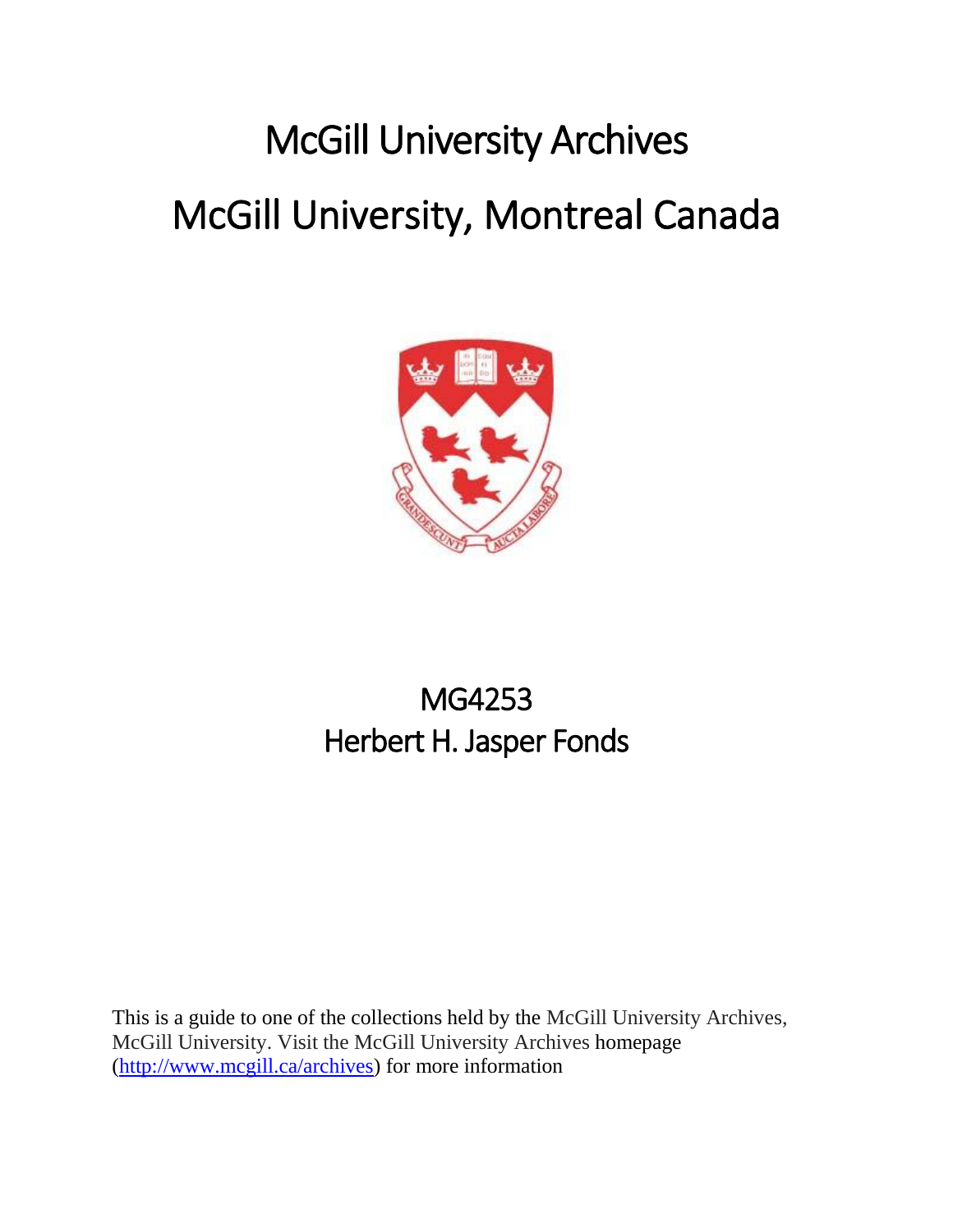# McGill University Archives

# McGill University, Montreal Canada

## MG4253
## Herbert H. Jasper Fonds

This is a guide to one of the collections held by the McGill University Archives, McGill University. Visit the McGill University Archives homepage (http://www.mcgill.ca/archives) for more information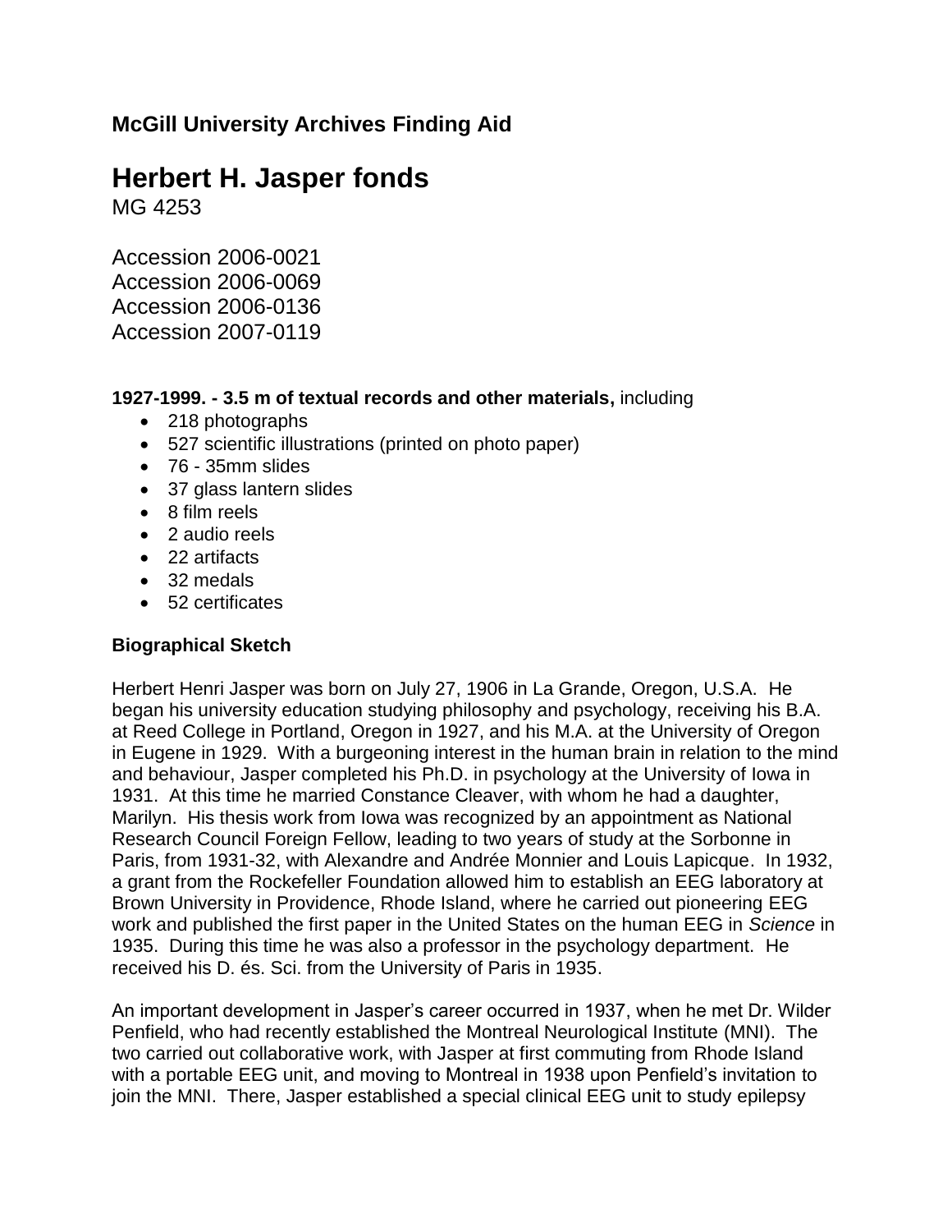**McGill University Archives Finding Aid**

# Herbert H. Jasper fonds

MG 4253

Accession 2006-0021
Accession 2006-0069
Accession 2006-0136
Accession 2007-0119

**1927-1999. - 3.5 m of textual records and other materials,** including

- 218 photographs
- 527 scientific illustrations (printed on photo paper)
- 76 - 35mm slides
- 37 glass lantern slides
- 8 film reels
- 2 audio reels
- 22 artifacts
- 32 medals
- 52 certificates

**Biographical Sketch**

Herbert Henri Jasper was born on July 27, 1906 in La Grande, Oregon, U.S.A. He began his university education studying philosophy and psychology, receiving his B.A. at Reed College in Portland, Oregon in 1927, and his M.A. at the University of Oregon in Eugene in 1929. With a burgeoning interest in the human brain in relation to the mind and behaviour, Jasper completed his Ph.D. in psychology at the University of Iowa in 1931. At this time he married Constance Cleaver, with whom he had a daughter, Marilyn. His thesis work from Iowa was recognized by an appointment as National Research Council Foreign Fellow, leading to two years of study at the Sorbonne in Paris, from 1931-32, with Alexandre and Andrée Monnier and Louis Lapicque. In 1932, a grant from the Rockefeller Foundation allowed him to establish an EEG laboratory at Brown University in Providence, Rhode Island, where he carried out pioneering EEG work and published the first paper in the United States on the human EEG in *Science* in 1935. During this time he was also a professor in the psychology department. He received his D. és. Sci. from the University of Paris in 1935.

An important development in Jasper's career occurred in 1937, when he met Dr. Wilder Penfield, who had recently established the Montreal Neurological Institute (MNI). The two carried out collaborative work, with Jasper at first commuting from Rhode Island with a portable EEG unit, and moving to Montreal in 1938 upon Penfield's invitation to join the MNI. There, Jasper established a special clinical EEG unit to study epilepsy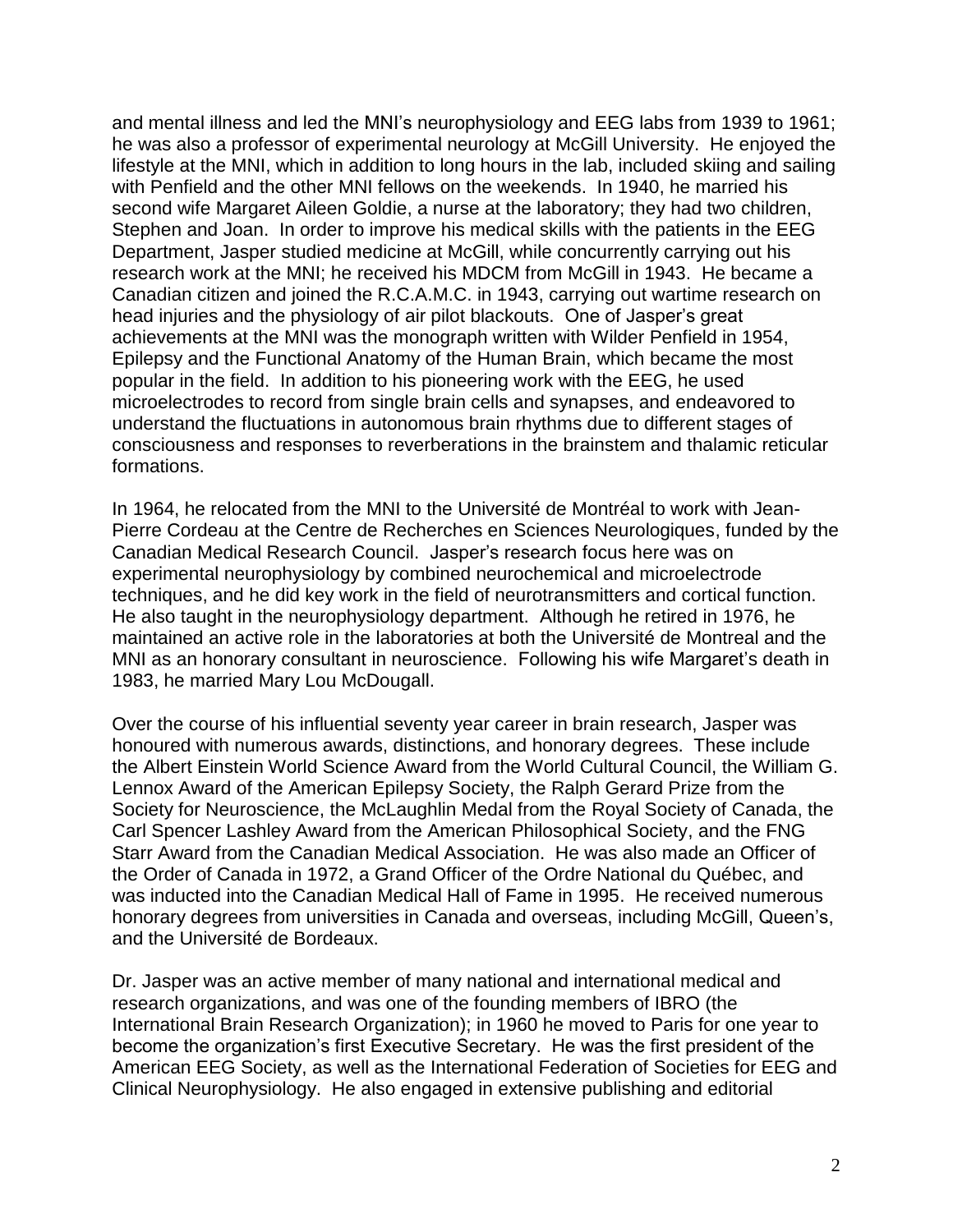and mental illness and led the MNI's neurophysiology and EEG labs from 1939 to 1961; he was also a professor of experimental neurology at McGill University. He enjoyed the lifestyle at the MNI, which in addition to long hours in the lab, included skiing and sailing with Penfield and the other MNI fellows on the weekends. In 1940, he married his second wife Margaret Aileen Goldie, a nurse at the laboratory; they had two children, Stephen and Joan. In order to improve his medical skills with the patients in the EEG Department, Jasper studied medicine at McGill, while concurrently carrying out his research work at the MNI; he received his MDCM from McGill in 1943. He became a Canadian citizen and joined the R.C.A.M.C. in 1943, carrying out wartime research on head injuries and the physiology of air pilot blackouts. One of Jasper's great achievements at the MNI was the monograph written with Wilder Penfield in 1954, Epilepsy and the Functional Anatomy of the Human Brain, which became the most popular in the field. In addition to his pioneering work with the EEG, he used microelectrodes to record from single brain cells and synapses, and endeavored to understand the fluctuations in autonomous brain rhythms due to different stages of consciousness and responses to reverberations in the brainstem and thalamic reticular formations.

In 1964, he relocated from the MNI to the Université de Montréal to work with Jean-Pierre Cordeau at the Centre de Recherches en Sciences Neurologiques, funded by the Canadian Medical Research Council. Jasper's research focus here was on experimental neurophysiology by combined neurochemical and microelectrode techniques, and he did key work in the field of neurotransmitters and cortical function. He also taught in the neurophysiology department. Although he retired in 1976, he maintained an active role in the laboratories at both the Université de Montreal and the MNI as an honorary consultant in neuroscience. Following his wife Margaret's death in 1983, he married Mary Lou McDougall.

Over the course of his influential seventy year career in brain research, Jasper was honoured with numerous awards, distinctions, and honorary degrees. These include the Albert Einstein World Science Award from the World Cultural Council, the William G. Lennox Award of the American Epilepsy Society, the Ralph Gerard Prize from the Society for Neuroscience, the McLaughlin Medal from the Royal Society of Canada, the Carl Spencer Lashley Award from the American Philosophical Society, and the FNG Starr Award from the Canadian Medical Association. He was also made an Officer of the Order of Canada in 1972, a Grand Officer of the Ordre National du Québec, and was inducted into the Canadian Medical Hall of Fame in 1995. He received numerous honorary degrees from universities in Canada and overseas, including McGill, Queen's, and the Université de Bordeaux.

Dr. Jasper was an active member of many national and international medical and research organizations, and was one of the founding members of IBRO (the International Brain Research Organization); in 1960 he moved to Paris for one year to become the organization's first Executive Secretary. He was the first president of the American EEG Society, as well as the International Federation of Societies for EEG and Clinical Neurophysiology. He also engaged in extensive publishing and editorial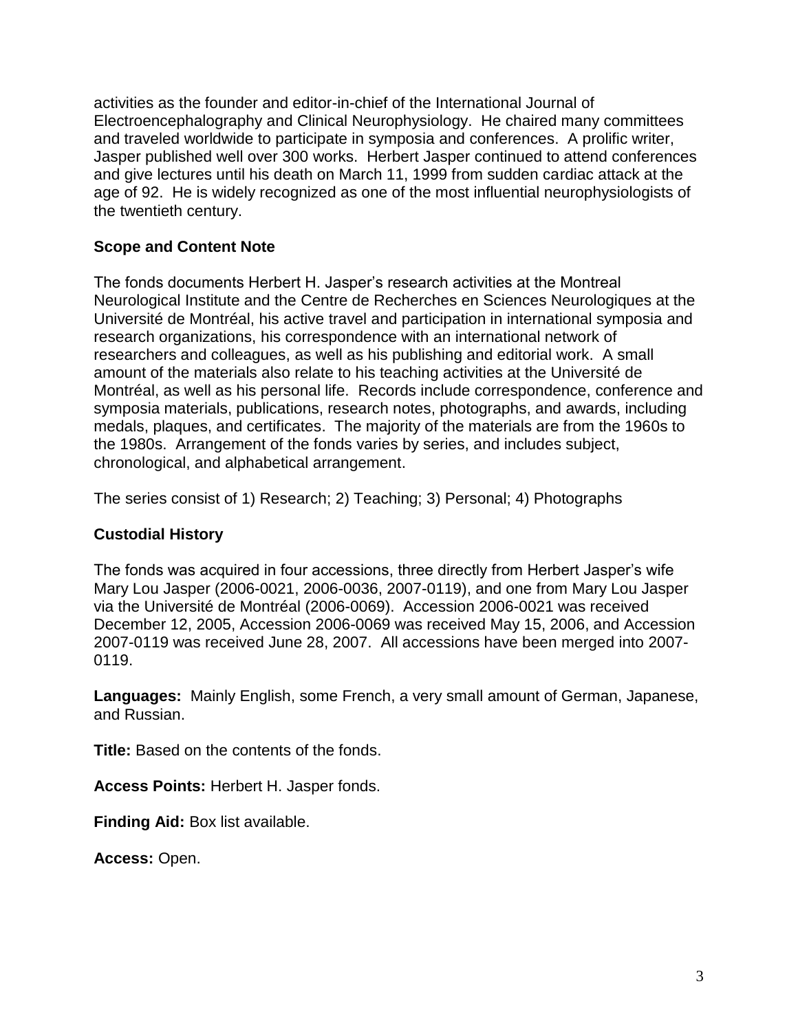activities as the founder and editor-in-chief of the International Journal of Electroencephalography and Clinical Neurophysiology. He chaired many committees and traveled worldwide to participate in symposia and conferences. A prolific writer, Jasper published well over 300 works. Herbert Jasper continued to attend conferences and give lectures until his death on March 11, 1999 from sudden cardiac attack at the age of 92. He is widely recognized as one of the most influential neurophysiologists of the twentieth century.

### Scope and Content Note

The fonds documents Herbert H. Jasper's research activities at the Montreal Neurological Institute and the Centre de Recherches en Sciences Neurologiques at the Université de Montréal, his active travel and participation in international symposia and research organizations, his correspondence with an international network of researchers and colleagues, as well as his publishing and editorial work. A small amount of the materials also relate to his teaching activities at the Université de Montréal, as well as his personal life. Records include correspondence, conference and symposia materials, publications, research notes, photographs, and awards, including medals, plaques, and certificates. The majority of the materials are from the 1960s to the 1980s. Arrangement of the fonds varies by series, and includes subject, chronological, and alphabetical arrangement.

The series consist of 1) Research; 2) Teaching; 3) Personal; 4) Photographs

### Custodial History

The fonds was acquired in four accessions, three directly from Herbert Jasper's wife Mary Lou Jasper (2006-0021, 2006-0036, 2007-0119), and one from Mary Lou Jasper via the Université de Montréal (2006-0069). Accession 2006-0021 was received December 12, 2005, Accession 2006-0069 was received May 15, 2006, and Accession 2007-0119 was received June 28, 2007. All accessions have been merged into 2007-0119.

**Languages:** Mainly English, some French, a very small amount of German, Japanese, and Russian.

**Title:** Based on the contents of the fonds.

**Access Points:** Herbert H. Jasper fonds.

**Finding Aid:** Box list available.

**Access:** Open.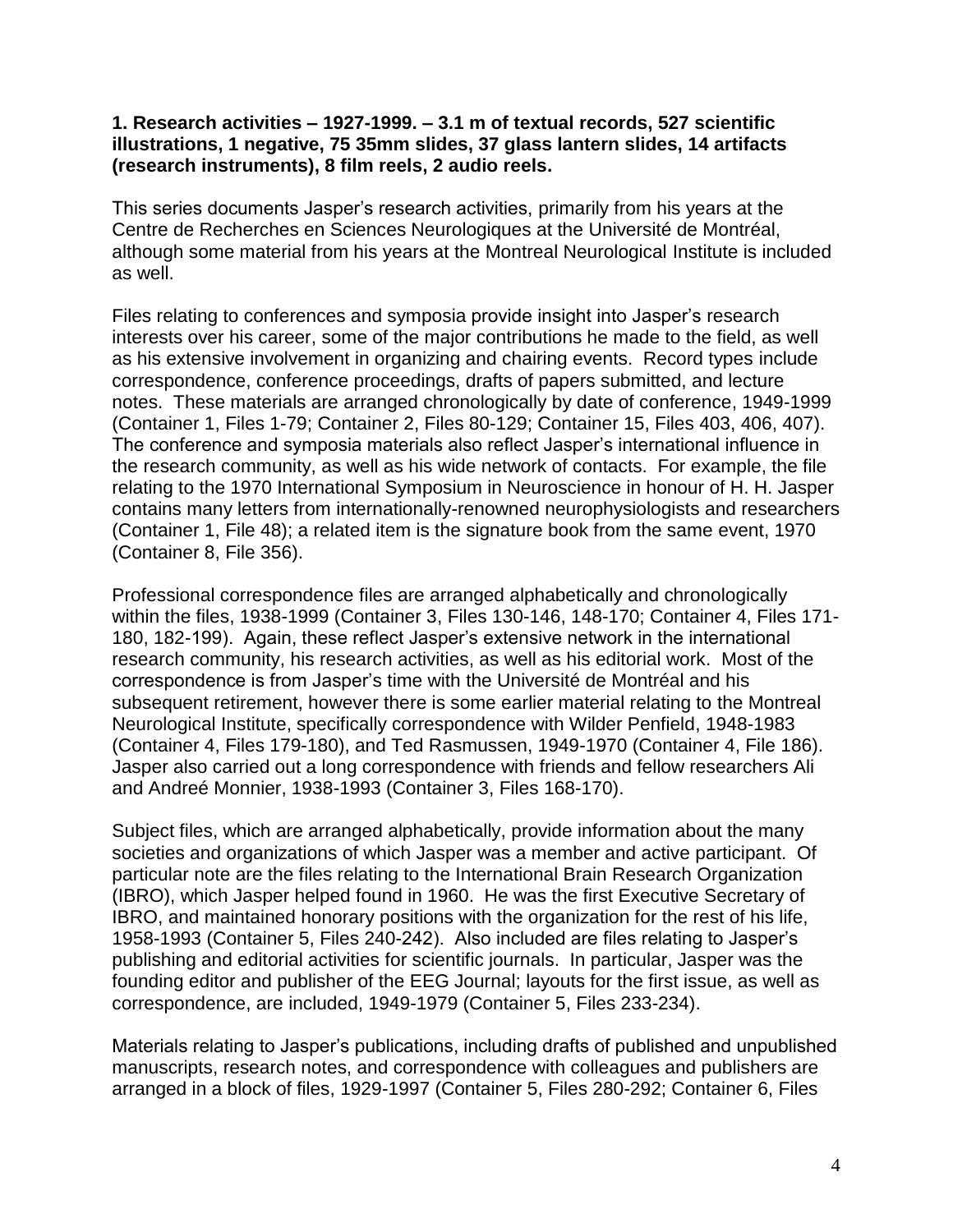**1. Research activities – 1927-1999. – 3.1 m of textual records, 527 scientific illustrations, 1 negative, 75 35mm slides, 37 glass lantern slides, 14 artifacts (research instruments), 8 film reels, 2 audio reels.**

This series documents Jasper's research activities, primarily from his years at the Centre de Recherches en Sciences Neurologiques at the Université de Montréal, although some material from his years at the Montreal Neurological Institute is included as well.

Files relating to conferences and symposia provide insight into Jasper's research interests over his career, some of the major contributions he made to the field, as well as his extensive involvement in organizing and chairing events. Record types include correspondence, conference proceedings, drafts of papers submitted, and lecture notes. These materials are arranged chronologically by date of conference, 1949-1999 (Container 1, Files 1-79; Container 2, Files 80-129; Container 15, Files 403, 406, 407). The conference and symposia materials also reflect Jasper's international influence in the research community, as well as his wide network of contacts. For example, the file relating to the 1970 International Symposium in Neuroscience in honour of H. H. Jasper contains many letters from internationally-renowned neurophysiologists and researchers (Container 1, File 48); a related item is the signature book from the same event, 1970 (Container 8, File 356).

Professional correspondence files are arranged alphabetically and chronologically within the files, 1938-1999 (Container 3, Files 130-146, 148-170; Container 4, Files 171-180, 182-199). Again, these reflect Jasper's extensive network in the international research community, his research activities, as well as his editorial work. Most of the correspondence is from Jasper's time with the Université de Montréal and his subsequent retirement, however there is some earlier material relating to the Montreal Neurological Institute, specifically correspondence with Wilder Penfield, 1948-1983 (Container 4, Files 179-180), and Ted Rasmussen, 1949-1970 (Container 4, File 186). Jasper also carried out a long correspondence with friends and fellow researchers Ali and Andreé Monnier, 1938-1993 (Container 3, Files 168-170).

Subject files, which are arranged alphabetically, provide information about the many societies and organizations of which Jasper was a member and active participant. Of particular note are the files relating to the International Brain Research Organization (IBRO), which Jasper helped found in 1960. He was the first Executive Secretary of IBRO, and maintained honorary positions with the organization for the rest of his life, 1958-1993 (Container 5, Files 240-242). Also included are files relating to Jasper's publishing and editorial activities for scientific journals. In particular, Jasper was the founding editor and publisher of the EEG Journal; layouts for the first issue, as well as correspondence, are included, 1949-1979 (Container 5, Files 233-234).

Materials relating to Jasper's publications, including drafts of published and unpublished manuscripts, research notes, and correspondence with colleagues and publishers are arranged in a block of files, 1929-1997 (Container 5, Files 280-292; Container 6, Files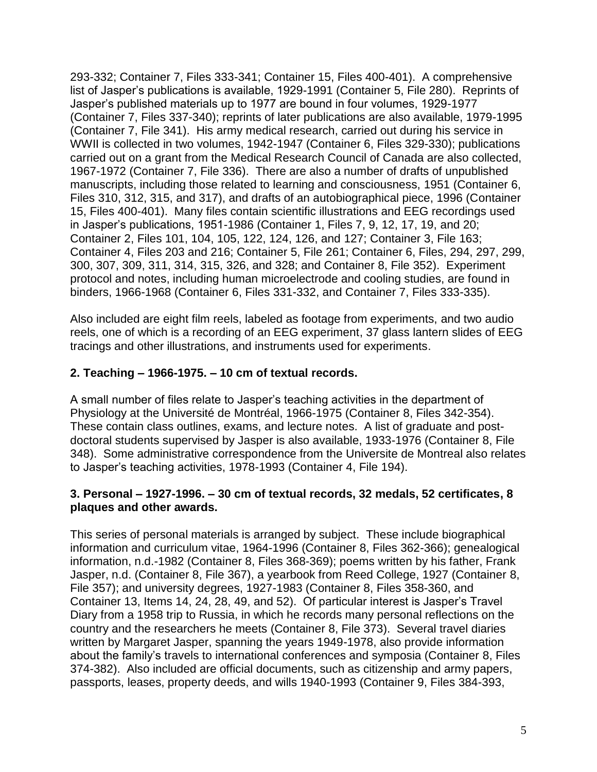293-332; Container 7, Files 333-341; Container 15, Files 400-401). A comprehensive list of Jasper's publications is available, 1929-1991 (Container 5, File 280). Reprints of Jasper's published materials up to 1977 are bound in four volumes, 1929-1977 (Container 7, Files 337-340); reprints of later publications are also available, 1979-1995 (Container 7, File 341). His army medical research, carried out during his service in WWII is collected in two volumes, 1942-1947 (Container 6, Files 329-330); publications carried out on a grant from the Medical Research Council of Canada are also collected, 1967-1972 (Container 7, File 336). There are also a number of drafts of unpublished manuscripts, including those related to learning and consciousness, 1951 (Container 6, Files 310, 312, 315, and 317), and drafts of an autobiographical piece, 1996 (Container 15, Files 400-401). Many files contain scientific illustrations and EEG recordings used in Jasper's publications, 1951-1986 (Container 1, Files 7, 9, 12, 17, 19, and 20; Container 2, Files 101, 104, 105, 122, 124, 126, and 127; Container 3, File 163; Container 4, Files 203 and 216; Container 5, File 261; Container 6, Files, 294, 297, 299, 300, 307, 309, 311, 314, 315, 326, and 328; and Container 8, File 352). Experiment protocol and notes, including human microelectrode and cooling studies, are found in binders, 1966-1968 (Container 6, Files 331-332, and Container 7, Files 333-335).

Also included are eight film reels, labeled as footage from experiments, and two audio reels, one of which is a recording of an EEG experiment, 37 glass lantern slides of EEG tracings and other illustrations, and instruments used for experiments.

**2. Teaching – 1966-1975. – 10 cm of textual records.**

A small number of files relate to Jasper's teaching activities in the department of Physiology at the Université de Montréal, 1966-1975 (Container 8, Files 342-354). These contain class outlines, exams, and lecture notes. A list of graduate and post-doctoral students supervised by Jasper is also available, 1933-1976 (Container 8, File 348). Some administrative correspondence from the Universite de Montreal also relates to Jasper's teaching activities, 1978-1993 (Container 4, File 194).

**3. Personal – 1927-1996. – 30 cm of textual records, 32 medals, 52 certificates, 8 plaques and other awards.**

This series of personal materials is arranged by subject. These include biographical information and curriculum vitae, 1964-1996 (Container 8, Files 362-366); genealogical information, n.d.-1982 (Container 8, Files 368-369); poems written by his father, Frank Jasper, n.d. (Container 8, File 367), a yearbook from Reed College, 1927 (Container 8, File 357); and university degrees, 1927-1983 (Container 8, Files 358-360, and Container 13, Items 14, 24, 28, 49, and 52). Of particular interest is Jasper's Travel Diary from a 1958 trip to Russia, in which he records many personal reflections on the country and the researchers he meets (Container 8, File 373). Several travel diaries written by Margaret Jasper, spanning the years 1949-1978, also provide information about the family's travels to international conferences and symposia (Container 8, Files 374-382). Also included are official documents, such as citizenship and army papers, passports, leases, property deeds, and wills 1940-1993 (Container 9, Files 384-393,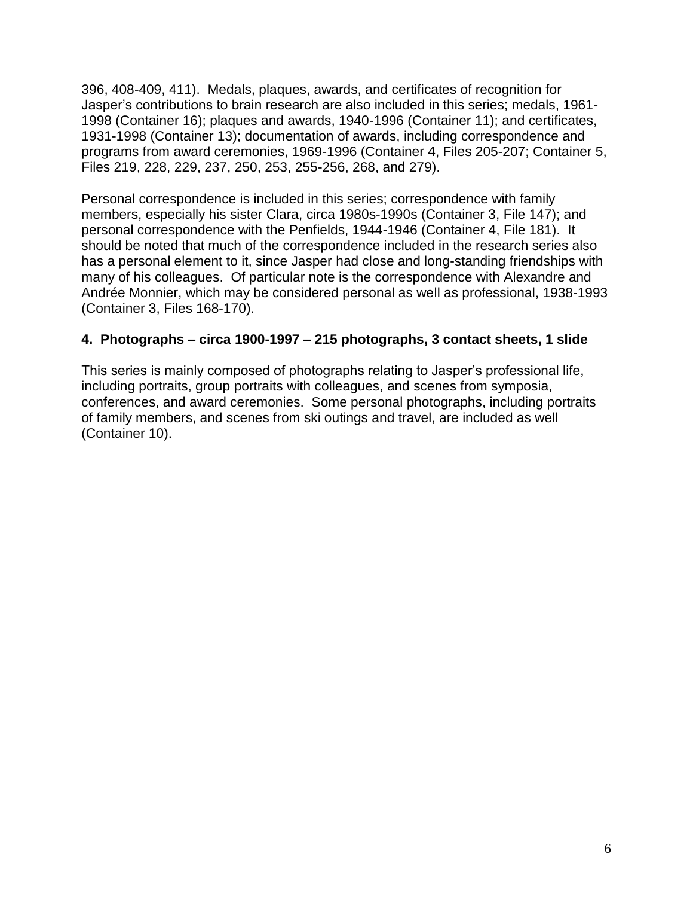396, 408-409, 411). Medals, plaques, awards, and certificates of recognition for Jasper's contributions to brain research are also included in this series; medals, 1961-1998 (Container 16); plaques and awards, 1940-1996 (Container 11); and certificates, 1931-1998 (Container 13); documentation of awards, including correspondence and programs from award ceremonies, 1969-1996 (Container 4, Files 205-207; Container 5, Files 219, 228, 229, 237, 250, 253, 255-256, 268, and 279).

Personal correspondence is included in this series; correspondence with family members, especially his sister Clara, circa 1980s-1990s (Container 3, File 147); and personal correspondence with the Penfields, 1944-1946 (Container 4, File 181). It should be noted that much of the correspondence included in the research series also has a personal element to it, since Jasper had close and long-standing friendships with many of his colleagues. Of particular note is the correspondence with Alexandre and Andrée Monnier, which may be considered personal as well as professional, 1938-1993 (Container 3, Files 168-170).

### 4. Photographs – circa 1900-1997 – 215 photographs, 3 contact sheets, 1 slide

This series is mainly composed of photographs relating to Jasper's professional life, including portraits, group portraits with colleagues, and scenes from symposia, conferences, and award ceremonies. Some personal photographs, including portraits of family members, and scenes from ski outings and travel, are included as well (Container 10).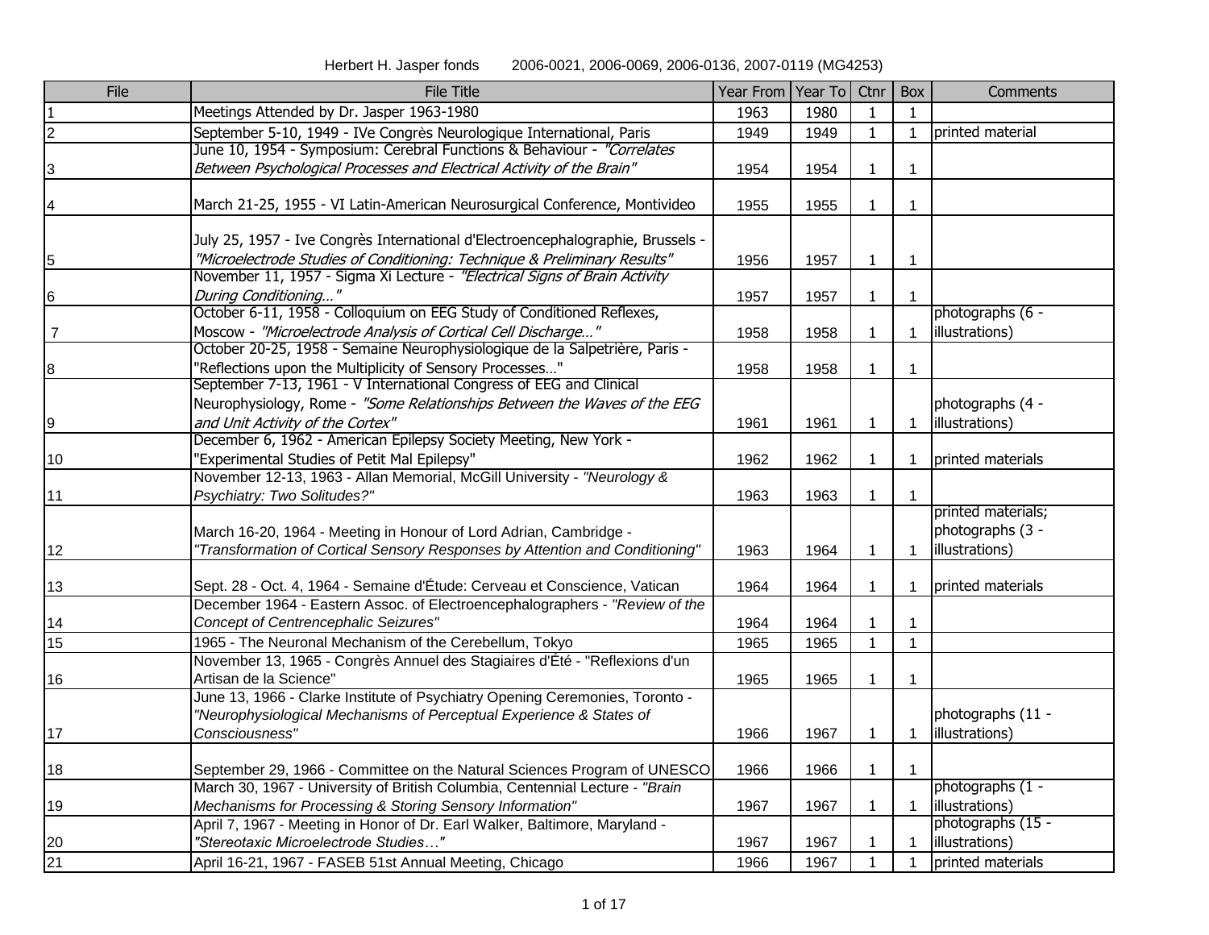Herbert H. Jasper fonds 2006-0021, 2006-0069, 2006-0136, 2007-0119 (MG4253)

| File | File Title | Year From | Year To | Ctnr | Box | Comments |
|---|---|---|---|---|---|---|
| 1 | Meetings Attended by Dr. Jasper 1963-1980 | 1963 | 1980 | 1 | 1 | |
| 2 | September 5-10, 1949 - IVe Congrès Neurologique International, Paris | 1949 | 1949 | 1 | 1 | printed material |
| 3 | June 10, 1954 - Symposium: Cerebral Functions & Behaviour - *"Correlates Between Psychological Processes and Electrical Activity of the Brain"* | 1954 | 1954 | 1 | 1 | |
| 4 | March 21-25, 1955 - VI Latin-American Neurosurgical Conference, Montivideo | 1955 | 1955 | 1 | 1 | |
| 5 | July 25, 1957 - Ive Congrès International d'Electroencephalographie, Brussels - *"Microelectrode Studies of Conditioning: Technique & Preliminary Results"* | 1956 | 1957 | 1 | 1 | |
| 6 | November 11, 1957 - Sigma Xi Lecture - *"Electrical Signs of Brain Activity During Conditioning…"* | 1957 | 1957 | 1 | 1 | |
| 7 | October 6-11, 1958 - Colloquium on EEG Study of Conditioned Reflexes, Moscow - *"Microelectrode Analysis of Cortical Cell Discharge…"* | 1958 | 1958 | 1 | 1 | photographs (6 - illustrations) |
| 8 | October 20-25, 1958 - Semaine Neurophysiologique de la Salpetrière, Paris - "Reflections upon the Multiplicity of Sensory Processes…" | 1958 | 1958 | 1 | 1 | |
| 9 | September 7-13, 1961 - V International Congress of EEG and Clinical Neurophysiology, Rome - *"Some Relationships Between the Waves of the EEG and Unit Activity of the Cortex"* | 1961 | 1961 | 1 | 1 | photographs (4 - illustrations) |
| 10 | December 6, 1962 - American Epilepsy Society Meeting, New York - "Experimental Studies of Petit Mal Epilepsy" | 1962 | 1962 | 1 | 1 | printed materials |
| 11 | November 12-13, 1963 - Allan Memorial, McGill University - *"Neurology & Psychiatry: Two Solitudes?"* | 1963 | 1963 | 1 | 1 | |
| 12 | March 16-20, 1964 - Meeting in Honour of Lord Adrian, Cambridge - *"Transformation of Cortical Sensory Responses by Attention and Conditioning"* | 1963 | 1964 | 1 | 1 | printed materials; photographs (3 - illustrations) |
| 13 | Sept. 28 - Oct. 4, 1964 - Semaine d'Étude: Cerveau et Conscience, Vatican | 1964 | 1964 | 1 | 1 | printed materials |
| 14 | December 1964 - Eastern Assoc. of Electroencephalographers - *"Review of the Concept of Centrencephalic Seizures"* | 1964 | 1964 | 1 | 1 | |
| 15 | 1965 - The Neuronal Mechanism of the Cerebellum, Tokyo | 1965 | 1965 | 1 | 1 | |
| 16 | November 13, 1965 - Congrès Annuel des Stagiaires d'Été - "Reflexions d'un Artisan de la Science" | 1965 | 1965 | 1 | 1 | |
| 17 | June 13, 1966 - Clarke Institute of Psychiatry Opening Ceremonies, Toronto - *"Neurophysiological Mechanisms of Perceptual Experience & States of Consciousness"* | 1966 | 1967 | 1 | 1 | photographs (11 - illustrations) |
| 18 | September 29, 1966 - Committee on the Natural Sciences Program of UNESCO | 1966 | 1966 | 1 | 1 | |
| 19 | March 30, 1967 - University of British Columbia, Centennial Lecture - *"Brain Mechanisms for Processing & Storing Sensory Information"* | 1967 | 1967 | 1 | 1 | photographs (1 - illustrations) |
| 20 | April 7, 1967 - Meeting in Honor of Dr. Earl Walker, Baltimore, Maryland - *"Stereotaxic Microelectrode Studies…"* | 1967 | 1967 | 1 | 1 | photographs (15 - illustrations) |
| 21 | April 16-21, 1967 - FASEB 51st Annual Meeting, Chicago | 1966 | 1967 | 1 | 1 | printed materials |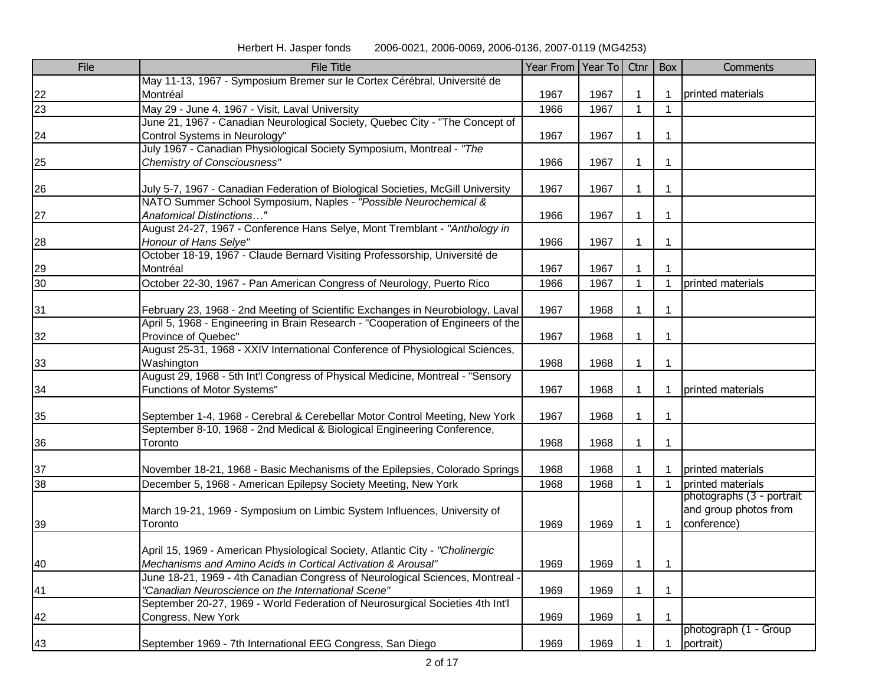| File | File Title | Year From | Year To | Ctnr | Box | Comments |
|---|---|---|---|---|---|---|
| 22 | May 11-13, 1967 - Symposium Bremer sur le Cortex Cérébral, Université de Montréal | 1967 | 1967 | 1 | 1 | printed materials |
| 23 | May 29 - June 4, 1967 - Visit, Laval University | 1966 | 1967 | 1 | 1 | |
| 24 | June 21, 1967 - Canadian Neurological Society, Quebec City - "The Concept of Control Systems in Neurology" | 1967 | 1967 | 1 | 1 | |
| 25 | July 1967 - Canadian Physiological Society Symposium, Montreal - *"The Chemistry of Consciousness"* | 1966 | 1967 | 1 | 1 | |
| 26 | July 5-7, 1967 - Canadian Federation of Biological Societies, McGill University | 1967 | 1967 | 1 | 1 | |
| 27 | NATO Summer School Symposium, Naples - *"Possible Neurochemical & Anatomical Distinctions…"* | 1966 | 1967 | 1 | 1 | |
| 28 | August 24-27, 1967 - Conference Hans Selye, Mont Tremblant - *"Anthology in Honour of Hans Selye"* | 1966 | 1967 | 1 | 1 | |
| 29 | October 18-19, 1967 - Claude Bernard Visiting Professorship, Université de Montréal | 1967 | 1967 | 1 | 1 | |
| 30 | October 22-30, 1967 - Pan American Congress of Neurology, Puerto Rico | 1966 | 1967 | 1 | 1 | printed materials |
| 31 | February 23, 1968 - 2nd Meeting of Scientific Exchanges in Neurobiology, Laval | 1967 | 1968 | 1 | 1 | |
| 32 | April 5, 1968 - Engineering in Brain Research - "Cooperation of Engineers of the Province of Quebec" | 1967 | 1968 | 1 | 1 | |
| 33 | August 25-31, 1968 - XXIV International Conference of Physiological Sciences, Washington | 1968 | 1968 | 1 | 1 | |
| 34 | August 29, 1968 - 5th Int'l Congress of Physical Medicine, Montreal - "Sensory Functions of Motor Systems" | 1967 | 1968 | 1 | 1 | printed materials |
| 35 | September 1-4, 1968 - Cerebral & Cerebellar Motor Control Meeting, New York | 1967 | 1968 | 1 | 1 | |
| 36 | September 8-10, 1968 - 2nd Medical & Biological Engineering Conference, Toronto | 1968 | 1968 | 1 | 1 | |
| 37 | November 18-21, 1968 - Basic Mechanisms of the Epilepsies, Colorado Springs | 1968 | 1968 | 1 | 1 | printed materials |
| 38 | December 5, 1968 - American Epilepsy Society Meeting, New York | 1968 | 1968 | 1 | 1 | printed materials |
| 39 | March 19-21, 1969 - Symposium on Limbic System Influences, University of Toronto | 1969 | 1969 | 1 | 1 | photographs (3 - portrait and group photos from conference) |
| 40 | April 15, 1969 - American Physiological Society, Atlantic City - *"Cholinergic Mechanisms and Amino Acids in Cortical Activation & Arousal"* | 1969 | 1969 | 1 | 1 | |
| 41 | June 18-21, 1969 - 4th Canadian Congress of Neurological Sciences, Montreal - *"Canadian Neuroscience on the International Scene"* | 1969 | 1969 | 1 | 1 | |
| 42 | September 20-27, 1969 - World Federation of Neurosurgical Societies 4th Int'l Congress, New York | 1969 | 1969 | 1 | 1 | |
| 43 | September 1969 - 7th International EEG Congress, San Diego | 1969 | 1969 | 1 | 1 | photograph (1 - Group portrait) |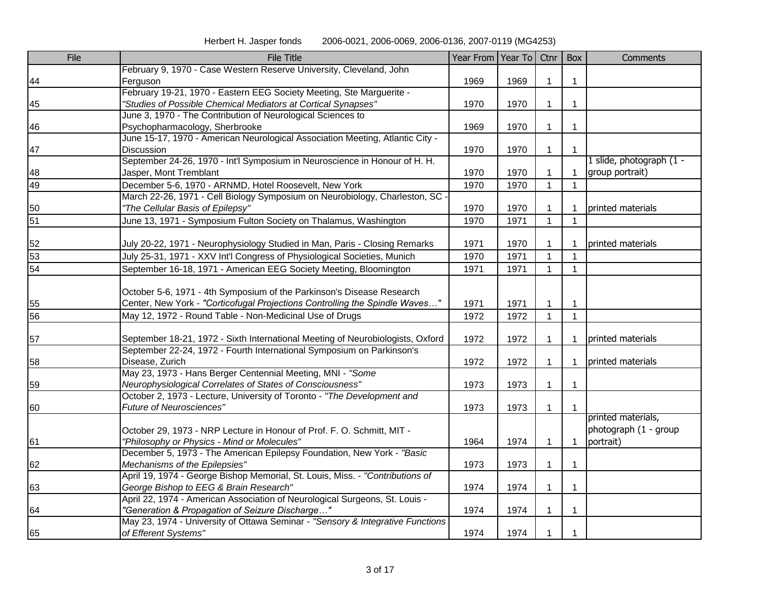| File | File Title | Year From | Year To | Ctnr | Box | Comments |
|---|---|---|---|---|---|---|
| 44 | February 9, 1970 - Case Western Reserve University, Cleveland, John Ferguson | 1969 | 1969 | 1 | 1 | |
| 45 | February 19-21, 1970 - Eastern EEG Society Meeting, Ste Marguerite - *"Studies of Possible Chemical Mediators at Cortical Synapses"* | 1970 | 1970 | 1 | 1 | |
| 46 | June 3, 1970 - The Contribution of Neurological Sciences to Psychopharmacology, Sherbrooke | 1969 | 1970 | 1 | 1 | |
| 47 | June 15-17, 1970 - American Neurological Association Meeting, Atlantic City - Discussion | 1970 | 1970 | 1 | 1 | |
| 48 | September 24-26, 1970 - Int'l Symposium in Neuroscience in Honour of H. H. Jasper, Mont Tremblant | 1970 | 1970 | 1 | 1 | 1 slide, photograph (1 - group portrait) |
| 49 | December 5-6, 1970 - ARNMD, Hotel Roosevelt, New York | 1970 | 1970 | 1 | 1 | |
| 50 | March 22-26, 1971 - Cell Biology Symposium on Neurobiology, Charleston, SC - *"The Cellular Basis of Epilepsy"* | 1970 | 1970 | 1 | 1 | printed materials |
| 51 | June 13, 1971 - Symposium Fulton Society on Thalamus, Washington | 1970 | 1971 | 1 | 1 | |
| 52 | July 20-22, 1971 - Neurophysiology Studied in Man, Paris - Closing Remarks | 1971 | 1970 | 1 | 1 | printed materials |
| 53 | July 25-31, 1971 - XXV Int'l Congress of Physiological Societies, Munich | 1970 | 1971 | 1 | 1 | |
| 54 | September 16-18, 1971 - American EEG Society Meeting, Bloomington | 1971 | 1971 | 1 | 1 | |
| 55 | October 5-6, 1971 - 4th Symposium of the Parkinson's Disease Research Center, New York - *"Corticofugal Projections Controlling the Spindle Waves…"* | 1971 | 1971 | 1 | 1 | |
| 56 | May 12, 1972 - Round Table - Non-Medicinal Use of Drugs | 1972 | 1972 | 1 | 1 | |
| 57 | September 18-21, 1972 - Sixth International Meeting of Neurobiologists, Oxford | 1972 | 1972 | 1 | 1 | printed materials |
| 58 | September 22-24, 1972 - Fourth International Symposium on Parkinson's Disease, Zurich | 1972 | 1972 | 1 | 1 | printed materials |
| 59 | May 23, 1973 - Hans Berger Centennial Meeting, MNI - *"Some Neurophysiological Correlates of States of Consciousness"* | 1973 | 1973 | 1 | 1 | |
| 60 | October 2, 1973 - Lecture, University of Toronto - *"The Development and Future of Neurosciences"* | 1973 | 1973 | 1 | 1 | |
| 61 | October 29, 1973 - NRP Lecture in Honour of Prof. F. O. Schmitt, MIT - *"Philosophy or Physics - Mind or Molecules"* | 1964 | 1974 | 1 | 1 | printed materials, photograph (1 - group portrait) |
| 62 | December 5, 1973 - The American Epilepsy Foundation, New York - *"Basic Mechanisms of the Epilepsies"* | 1973 | 1973 | 1 | 1 | |
| 63 | April 19, 1974 - George Bishop Memorial, St. Louis, Miss. - *"Contributions of George Bishop to EEG & Brain Research"* | 1974 | 1974 | 1 | 1 | |
| 64 | April 22, 1974 - American Association of Neurological Surgeons, St. Louis - *"Generation & Propagation of Seizure Discharge…"* | 1974 | 1974 | 1 | 1 | |
| 65 | May 23, 1974 - University of Ottawa Seminar - *"Sensory & Integrative Functions of Efferent Systems"* | 1974 | 1974 | 1 | 1 | |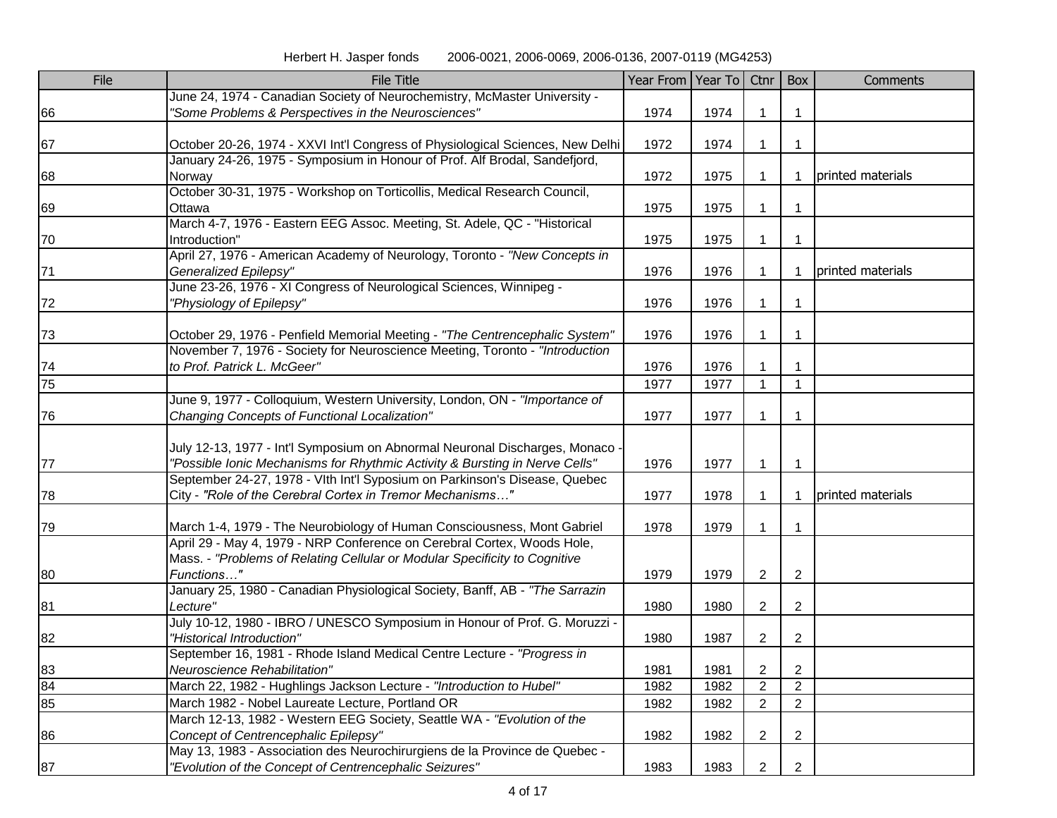| File | File Title | Year From | Year To | Ctnr | Box | Comments |
|---|---|---|---|---|---|---|
| 66 | June 24, 1974 - Canadian Society of Neurochemistry, McMaster University - *"Some Problems & Perspectives in the Neurosciences"* | 1974 | 1974 | 1 | 1 | |
| 67 | October 20-26, 1974 - XXVI Int'l Congress of Physiological Sciences, New Delhi | 1972 | 1974 | 1 | 1 | |
| 68 | January 24-26, 1975 - Symposium in Honour of Prof. Alf Brodal, Sandefjord, Norway | 1972 | 1975 | 1 | 1 | printed materials |
| 69 | October 30-31, 1975 - Workshop on Torticollis, Medical Research Council, Ottawa | 1975 | 1975 | 1 | 1 | |
| 70 | March 4-7, 1976 - Eastern EEG Assoc. Meeting, St. Adele, QC - "Historical Introduction" | 1975 | 1975 | 1 | 1 | |
| 71 | April 27, 1976 - American Academy of Neurology, Toronto - *"New Concepts in Generalized Epilepsy"* | 1976 | 1976 | 1 | 1 | printed materials |
| 72 | June 23-26, 1976 - XI Congress of Neurological Sciences, Winnipeg - *"Physiology of Epilepsy"* | 1976 | 1976 | 1 | 1 | |
| 73 | October 29, 1976 - Penfield Memorial Meeting - *"The Centrencephalic System"* | 1976 | 1976 | 1 | 1 | |
| 74 | November 7, 1976 - Society for Neuroscience Meeting, Toronto - *"Introduction to Prof. Patrick L. McGeer"* | 1976 | 1976 | 1 | 1 | |
| 75 | | 1977 | 1977 | 1 | 1 | |
| 76 | June 9, 1977 - Colloquium, Western University, London, ON - *"Importance of Changing Concepts of Functional Localization"* | 1977 | 1977 | 1 | 1 | |
| 77 | July 12-13, 1977 - Int'l Symposium on Abnormal Neuronal Discharges, Monaco - *"Possible Ionic Mechanisms for Rhythmic Activity & Bursting in Nerve Cells"* | 1976 | 1977 | 1 | 1 | |
| 78 | September 24-27, 1978 - VIth Int'l Syposium on Parkinson's Disease, Quebec City - *"Role of the Cerebral Cortex in Tremor Mechanisms…"* | 1977 | 1978 | 1 | 1 | printed materials |
| 79 | March 1-4, 1979 - The Neurobiology of Human Consciousness, Mont Gabriel | 1978 | 1979 | 1 | 1 | |
| 80 | April 29 - May 4, 1979 - NRP Conference on Cerebral Cortex, Woods Hole, Mass. - *"Problems of Relating Cellular or Modular Specificity to Cognitive Functions…"* | 1979 | 1979 | 2 | 2 | |
| 81 | January 25, 1980 - Canadian Physiological Society, Banff, AB - *"The Sarrazin Lecture"* | 1980 | 1980 | 2 | 2 | |
| 82 | July 10-12, 1980 - IBRO / UNESCO Symposium in Honour of Prof. G. Moruzzi - *"Historical Introduction"* | 1980 | 1987 | 2 | 2 | |
| 83 | September 16, 1981 - Rhode Island Medical Centre Lecture - *"Progress in Neuroscience Rehabilitation"* | 1981 | 1981 | 2 | 2 | |
| 84 | March 22, 1982 - Hughlings Jackson Lecture - *"Introduction to Hubel"* | 1982 | 1982 | 2 | 2 | |
| 85 | March 1982 - Nobel Laureate Lecture, Portland OR | 1982 | 1982 | 2 | 2 | |
| 86 | March 12-13, 1982 - Western EEG Society, Seattle WA - *"Evolution of the Concept of Centrencephalic Epilepsy"* | 1982 | 1982 | 2 | 2 | |
| 87 | May 13, 1983 - Association des Neurochirurgiens de la Province de Quebec - *"Evolution of the Concept of Centrencephalic Seizures"* | 1983 | 1983 | 2 | 2 | |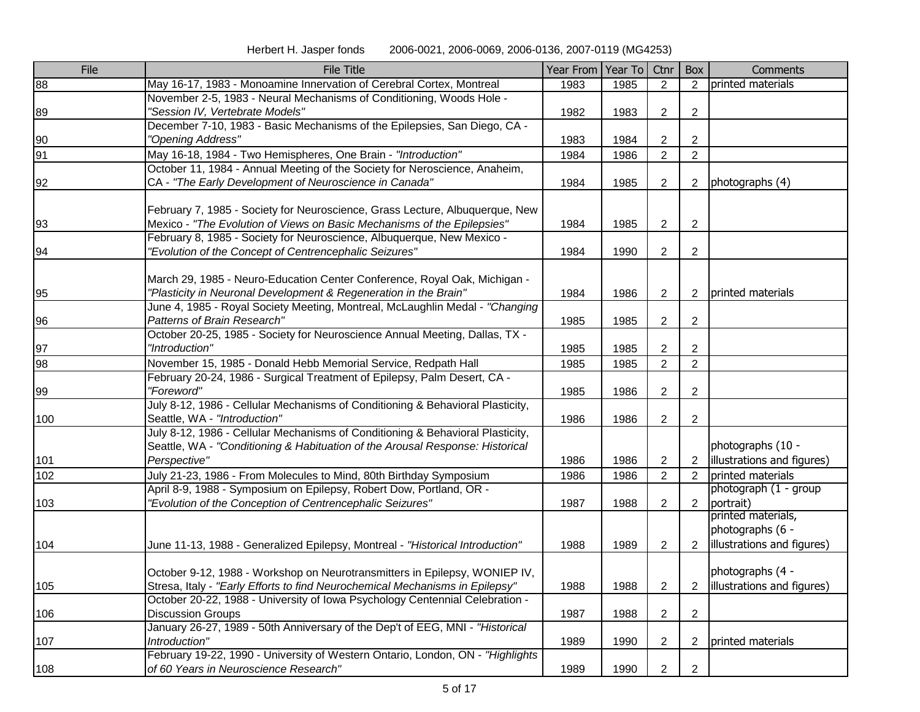| File | File Title | Year From | Year To | Ctnr | Box | Comments |
|---|---|---|---|---|---|---|
| 88 | May 16-17, 1983 - Monoamine Innervation of Cerebral Cortex, Montreal | 1983 | 1985 | 2 | 2 | printed materials |
| 89 | November 2-5, 1983 - Neural Mechanisms of Conditioning, Woods Hole - *"Session IV, Vertebrate Models"* | 1982 | 1983 | 2 | 2 | |
| 90 | December 7-10, 1983 - Basic Mechanisms of the Epilepsies, San Diego, CA - *"Opening Address"* | 1983 | 1984 | 2 | 2 | |
| 91 | May 16-18, 1984 - Two Hemispheres, One Brain - *"Introduction"* | 1984 | 1986 | 2 | 2 | |
| 92 | October 11, 1984 - Annual Meeting of the Society for Neroscience, Anaheim, CA - *"The Early Development of Neuroscience in Canada"* | 1984 | 1985 | 2 | 2 | photographs (4) |
| 93 | February 7, 1985 - Society for Neuroscience, Grass Lecture, Albuquerque, New Mexico - *"The Evolution of Views on Basic Mechanisms of the Epilepsies"* | 1984 | 1985 | 2 | 2 | |
| 94 | February 8, 1985 - Society for Neuroscience, Albuquerque, New Mexico - *"Evolution of the Concept of Centrencephalic Seizures"* | 1984 | 1990 | 2 | 2 | |
| 95 | March 29, 1985 - Neuro-Education Center Conference, Royal Oak, Michigan - *"Plasticity in Neuronal Development & Regeneration in the Brain"* | 1984 | 1986 | 2 | 2 | printed materials |
| 96 | June 4, 1985 - Royal Society Meeting, Montreal, McLaughlin Medal - *"Changing Patterns of Brain Research"* | 1985 | 1985 | 2 | 2 | |
| 97 | October 20-25, 1985 - Society for Neuroscience Annual Meeting, Dallas, TX - *"Introduction"* | 1985 | 1985 | 2 | 2 | |
| 98 | November 15, 1985 - Donald Hebb Memorial Service, Redpath Hall | 1985 | 1985 | 2 | 2 | |
| 99 | February 20-24, 1986 - Surgical Treatment of Epilepsy, Palm Desert, CA - *"Foreword"* | 1985 | 1986 | 2 | 2 | |
| 100 | July 8-12, 1986 - Cellular Mechanisms of Conditioning & Behavioral Plasticity, Seattle, WA - *"Introduction"* | 1986 | 1986 | 2 | 2 | |
| 101 | July 8-12, 1986 - Cellular Mechanisms of Conditioning & Behavioral Plasticity, Seattle, WA - *"Conditioning & Habituation of the Arousal Response: Historical Perspective"* | 1986 | 1986 | 2 | 2 | photographs (10 - illustrations and figures) |
| 102 | July 21-23, 1986 - From Molecules to Mind, 80th Birthday Symposium | 1986 | 1986 | 2 | 2 | printed materials |
| 103 | April 8-9, 1988 - Symposium on Epilepsy, Robert Dow, Portland, OR - *"Evolution of the Conception of Centrencephalic Seizures"* | 1987 | 1988 | 2 | 2 | photograph (1 - group portrait) |
| 104 | June 11-13, 1988 - Generalized Epilepsy, Montreal - *"Historical Introduction"* | 1988 | 1989 | 2 | 2 | printed materials, photographs (6 - illustrations and figures) |
| 105 | October 9-12, 1988 - Workshop on Neurotransmitters in Epilepsy, WONIEP IV, Stresa, Italy - *"Early Efforts to find Neurochemical Mechanisms in Epilepsy"* | 1988 | 1988 | 2 | 2 | photographs (4 - illustrations and figures) |
| 106 | October 20-22, 1988 - University of Iowa Psychology Centennial Celebration - Discussion Groups | 1987 | 1988 | 2 | 2 | |
| 107 | January 26-27, 1989 - 50th Anniversary of the Dep't of EEG, MNI - *"Historical Introduction"* | 1989 | 1990 | 2 | 2 | printed materials |
| 108 | February 19-22, 1990 - University of Western Ontario, London, ON - *"Highlights of 60 Years in Neuroscience Research"* | 1989 | 1990 | 2 | 2 | |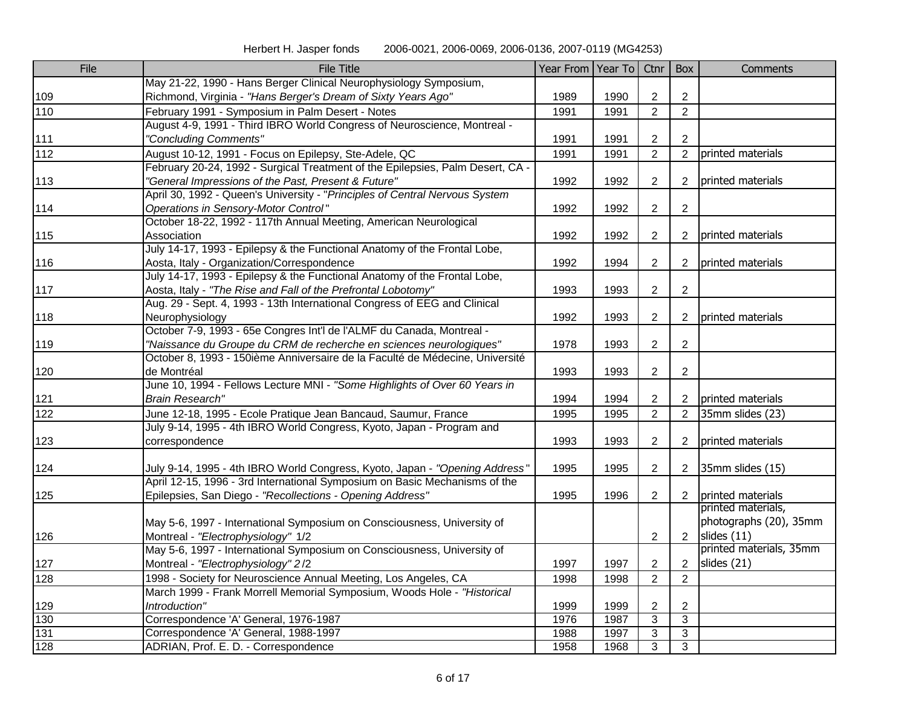| File | File Title | Year From | Year To | Ctnr | Box | Comments |
|---|---|---|---|---|---|---|
| 109 | May 21-22, 1990 - Hans Berger Clinical Neurophysiology Symposium, Richmond, Virginia - *"Hans Berger's Dream of Sixty Years Ago"* | 1989 | 1990 | 2 | 2 | |
| 110 | February 1991 - Symposium in Palm Desert - Notes | 1991 | 1991 | 2 | 2 | |
| 111 | August 4-9, 1991 - Third IBRO World Congress of Neuroscience, Montreal - *"Concluding Comments"* | 1991 | 1991 | 2 | 2 | |
| 112 | August 10-12, 1991 - Focus on Epilepsy, Ste-Adele, QC | 1991 | 1991 | 2 | 2 | printed materials |
| 113 | February 20-24, 1992 - Surgical Treatment of the Epilepsies, Palm Desert, CA - *"General Impressions of the Past, Present & Future"* | 1992 | 1992 | 2 | 2 | printed materials |
| 114 | April 30, 1992 - Queen's University - "*Principles of Central Nervous System Operations in Sensory-Motor Control*" | 1992 | 1992 | 2 | 2 | |
| 115 | October 18-22, 1992 - 117th Annual Meeting, American Neurological Association | 1992 | 1992 | 2 | 2 | printed materials |
| 116 | July 14-17, 1993 - Epilepsy & the Functional Anatomy of the Frontal Lobe, Aosta, Italy - Organization/Correspondence | 1992 | 1994 | 2 | 2 | printed materials |
| 117 | July 14-17, 1993 - Epilepsy & the Functional Anatomy of the Frontal Lobe, Aosta, Italy - *"The Rise and Fall of the Prefrontal Lobotomy"* | 1993 | 1993 | 2 | 2 | |
| 118 | Aug. 29 - Sept. 4, 1993 - 13th International Congress of EEG and Clinical Neurophysiology | 1992 | 1993 | 2 | 2 | printed materials |
| 119 | October 7-9, 1993 - 65e Congres Int'l de l'ALMF du Canada, Montreal - *"Naissance du Groupe du CRM de recherche en sciences neurologiques"* | 1978 | 1993 | 2 | 2 | |
| 120 | October 8, 1993 - 150ième Anniversaire de la Faculté de Médecine, Université de Montréal | 1993 | 1993 | 2 | 2 | |
| 121 | June 10, 1994 - Fellows Lecture MNI - *"Some Highlights of Over 60 Years in Brain Research"* | 1994 | 1994 | 2 | 2 | printed materials |
| 122 | June 12-18, 1995 - Ecole Pratique Jean Bancaud, Saumur, France | 1995 | 1995 | 2 | 2 | 35mm slides (23) |
| 123 | July 9-14, 1995 - 4th IBRO World Congress, Kyoto, Japan - Program and correspondence | 1993 | 1993 | 2 | 2 | printed materials |
| 124 | July 9-14, 1995 - 4th IBRO World Congress, Kyoto, Japan - *"Opening Address"* | 1995 | 1995 | 2 | 2 | 35mm slides (15) |
| 125 | April 12-15, 1996 - 3rd International Symposium on Basic Mechanisms of the Epilepsies, San Diego - *"Recollections - Opening Address"* | 1995 | 1996 | 2 | 2 | printed materials |
| 126 | May 5-6, 1997 - International Symposium on Consciousness, University of Montreal - *"Electrophysiology"* 1/2 | | | 2 | 2 | printed materials, photographs (20), 35mm slides (11) |
| 127 | May 5-6, 1997 - International Symposium on Consciousness, University of Montreal - *"Electrophysiology" 2*/2 | 1997 | 1997 | 2 | 2 | printed materials, 35mm slides (21) |
| 128 | 1998 - Society for Neuroscience Annual Meeting, Los Angeles, CA | 1998 | 1998 | 2 | 2 | |
| 129 | March 1999 - Frank Morrell Memorial Symposium, Woods Hole - *"Historical Introduction"* | 1999 | 1999 | 2 | 2 | |
| 130 | Correspondence 'A' General, 1976-1987 | 1976 | 1987 | 3 | 3 | |
| 131 | Correspondence 'A' General, 1988-1997 | 1988 | 1997 | 3 | 3 | |
| 128 | ADRIAN, Prof. E. D. - Correspondence | 1958 | 1968 | 3 | 3 | |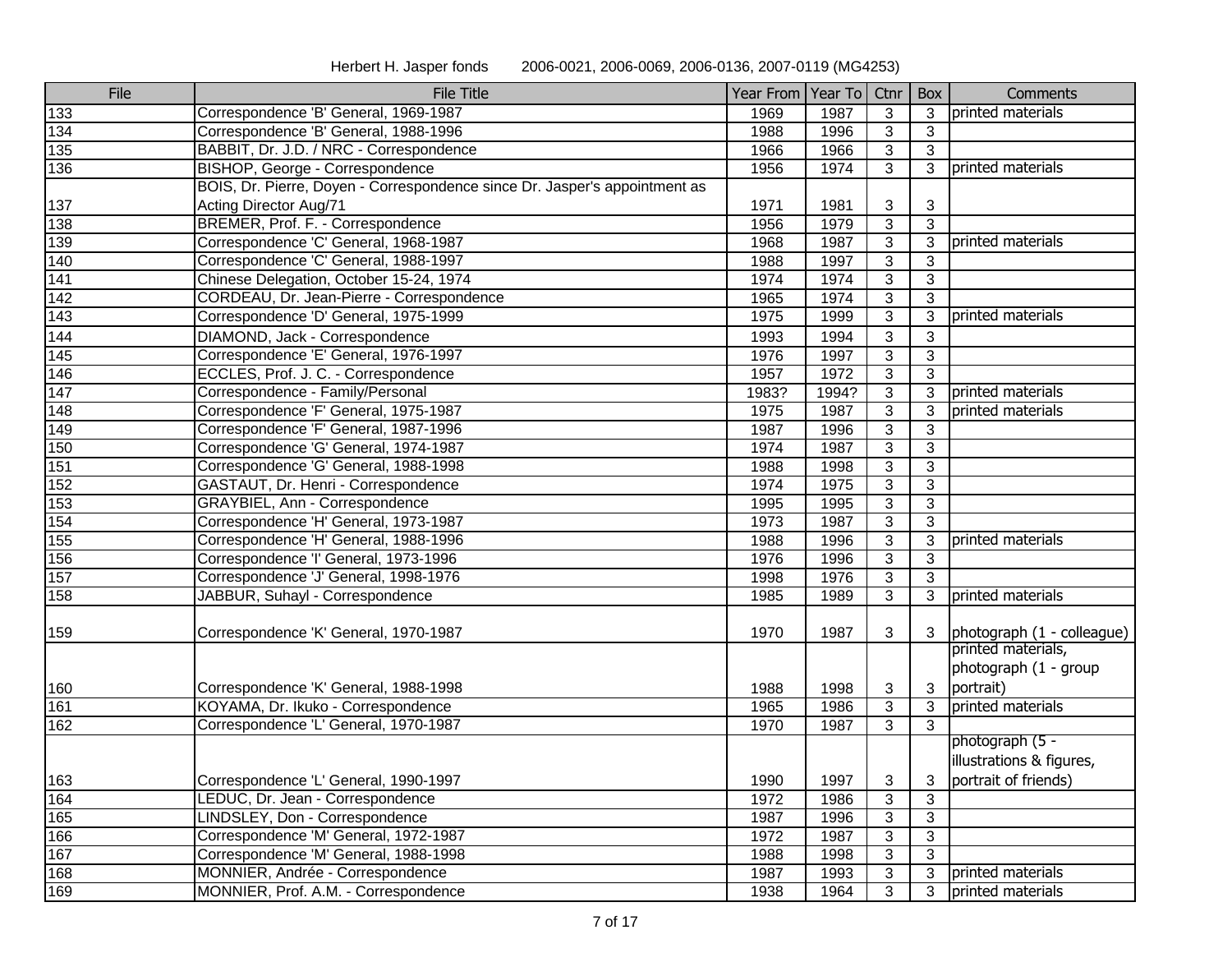| File | File Title | Year From | Year To | Ctnr | Box | Comments |
|---|---|---|---|---|---|---|
| 133 | Correspondence 'B' General, 1969-1987 | 1969 | 1987 | 3 | 3 | printed materials |
| 134 | Correspondence 'B' General, 1988-1996 | 1988 | 1996 | 3 | 3 | |
| 135 | BABBIT, Dr. J.D. / NRC - Correspondence | 1966 | 1966 | 3 | 3 | |
| 136 | BISHOP, George - Correspondence | 1956 | 1974 | 3 | 3 | printed materials |
| 137 | BOIS, Dr. Pierre, Doyen - Correspondence since Dr. Jasper's appointment as Acting Director Aug/71 | 1971 | 1981 | 3 | 3 | |
| 138 | BREMER, Prof. F. - Correspondence | 1956 | 1979 | 3 | 3 | |
| 139 | Correspondence 'C' General, 1968-1987 | 1968 | 1987 | 3 | 3 | printed materials |
| 140 | Correspondence 'C' General, 1988-1997 | 1988 | 1997 | 3 | 3 | |
| 141 | Chinese Delegation, October 15-24, 1974 | 1974 | 1974 | 3 | 3 | |
| 142 | CORDEAU, Dr. Jean-Pierre - Correspondence | 1965 | 1974 | 3 | 3 | |
| 143 | Correspondence 'D' General, 1975-1999 | 1975 | 1999 | 3 | 3 | printed materials |
| 144 | DIAMOND, Jack - Correspondence | 1993 | 1994 | 3 | 3 | |
| 145 | Correspondence 'E' General, 1976-1997 | 1976 | 1997 | 3 | 3 | |
| 146 | ECCLES, Prof. J. C. - Correspondence | 1957 | 1972 | 3 | 3 | |
| 147 | Correspondence - Family/Personal | 1983? | 1994? | 3 | 3 | printed materials |
| 148 | Correspondence 'F' General, 1975-1987 | 1975 | 1987 | 3 | 3 | printed materials |
| 149 | Correspondence 'F' General, 1987-1996 | 1987 | 1996 | 3 | 3 | |
| 150 | Correspondence 'G' General, 1974-1987 | 1974 | 1987 | 3 | 3 | |
| 151 | Correspondence 'G' General, 1988-1998 | 1988 | 1998 | 3 | 3 | |
| 152 | GASTAUT, Dr. Henri - Correspondence | 1974 | 1975 | 3 | 3 | |
| 153 | GRAYBIEL, Ann - Correspondence | 1995 | 1995 | 3 | 3 | |
| 154 | Correspondence 'H' General, 1973-1987 | 1973 | 1987 | 3 | 3 | |
| 155 | Correspondence 'H' General, 1988-1996 | 1988 | 1996 | 3 | 3 | printed materials |
| 156 | Correspondence 'I' General, 1973-1996 | 1976 | 1996 | 3 | 3 | |
| 157 | Correspondence 'J' General, 1998-1976 | 1998 | 1976 | 3 | 3 | |
| 158 | JABBUR, Suhayl - Correspondence | 1985 | 1989 | 3 | 3 | printed materials |
| 159 | Correspondence 'K' General, 1970-1987 | 1970 | 1987 | 3 | 3 | photograph (1 - colleague) |
| 160 | Correspondence 'K' General, 1988-1998 | 1988 | 1998 | 3 | 3 | printed materials, photograph (1 - group portrait) |
| 161 | KOYAMA, Dr. Ikuko - Correspondence | 1965 | 1986 | 3 | 3 | printed materials |
| 162 | Correspondence 'L' General, 1970-1987 | 1970 | 1987 | 3 | 3 | |
| 163 | Correspondence 'L' General, 1990-1997 | 1990 | 1997 | 3 | 3 | photograph (5 - illustrations & figures, portrait of friends) |
| 164 | LEDUC, Dr. Jean - Correspondence | 1972 | 1986 | 3 | 3 | |
| 165 | LINDSLEY, Don - Correspondence | 1987 | 1996 | 3 | 3 | |
| 166 | Correspondence 'M' General, 1972-1987 | 1972 | 1987 | 3 | 3 | |
| 167 | Correspondence 'M' General, 1988-1998 | 1988 | 1998 | 3 | 3 | |
| 168 | MONNIER, Andrée - Correspondence | 1987 | 1993 | 3 | 3 | printed materials |
| 169 | MONNIER, Prof. A.M. - Correspondence | 1938 | 1964 | 3 | 3 | printed materials |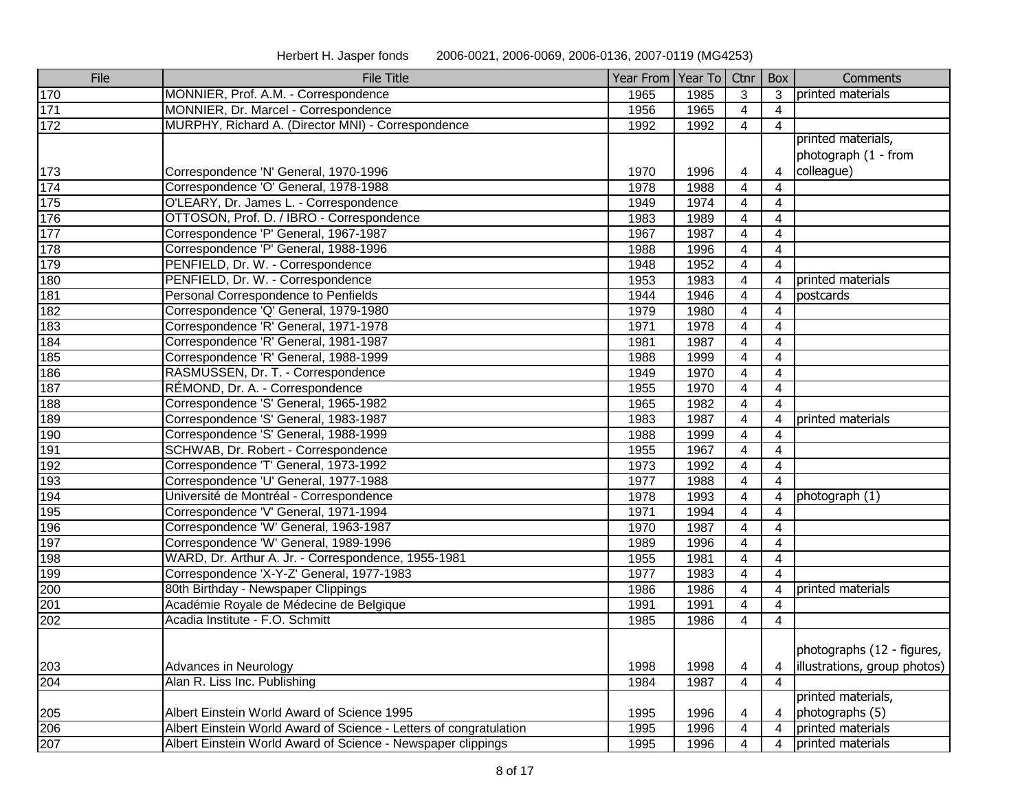| File | File Title | Year From | Year To | Ctnr | Box | Comments |
|---|---|---|---|---|---|---|
| 170 | MONNIER, Prof. A.M. - Correspondence | 1965 | 1985 | 3 | 3 | printed materials |
| 171 | MONNIER, Dr. Marcel - Correspondence | 1956 | 1965 | 4 | 4 | |
| 172 | MURPHY, Richard A. (Director MNI) - Correspondence | 1992 | 1992 | 4 | 4 | |
| 173 | Correspondence 'N' General, 1970-1996 | 1970 | 1996 | 4 | 4 | printed materials, photograph (1 - from colleague) |
| 174 | Correspondence 'O' General, 1978-1988 | 1978 | 1988 | 4 | 4 | |
| 175 | O'LEARY, Dr. James L. - Correspondence | 1949 | 1974 | 4 | 4 | |
| 176 | OTTOSON, Prof. D. / IBRO - Correspondence | 1983 | 1989 | 4 | 4 | |
| 177 | Correspondence 'P' General, 1967-1987 | 1967 | 1987 | 4 | 4 | |
| 178 | Correspondence 'P' General, 1988-1996 | 1988 | 1996 | 4 | 4 | |
| 179 | PENFIELD, Dr. W. - Correspondence | 1948 | 1952 | 4 | 4 | |
| 180 | PENFIELD, Dr. W. - Correspondence | 1953 | 1983 | 4 | 4 | printed materials |
| 181 | Personal Correspondence to Penfields | 1944 | 1946 | 4 | 4 | postcards |
| 182 | Correspondence 'Q' General, 1979-1980 | 1979 | 1980 | 4 | 4 | |
| 183 | Correspondence 'R' General, 1971-1978 | 1971 | 1978 | 4 | 4 | |
| 184 | Correspondence 'R' General, 1981-1987 | 1981 | 1987 | 4 | 4 | |
| 185 | Correspondence 'R' General, 1988-1999 | 1988 | 1999 | 4 | 4 | |
| 186 | RASMUSSEN, Dr. T. - Correspondence | 1949 | 1970 | 4 | 4 | |
| 187 | RÉMOND, Dr. A. - Correspondence | 1955 | 1970 | 4 | 4 | |
| 188 | Correspondence 'S' General, 1965-1982 | 1965 | 1982 | 4 | 4 | |
| 189 | Correspondence 'S' General, 1983-1987 | 1983 | 1987 | 4 | 4 | printed materials |
| 190 | Correspondence 'S' General, 1988-1999 | 1988 | 1999 | 4 | 4 | |
| 191 | SCHWAB, Dr. Robert - Correspondence | 1955 | 1967 | 4 | 4 | |
| 192 | Correspondence 'T' General, 1973-1992 | 1973 | 1992 | 4 | 4 | |
| 193 | Correspondence 'U' General, 1977-1988 | 1977 | 1988 | 4 | 4 | |
| 194 | Université de Montréal - Correspondence | 1978 | 1993 | 4 | 4 | photograph (1) |
| 195 | Correspondence 'V' General, 1971-1994 | 1971 | 1994 | 4 | 4 | |
| 196 | Correspondence 'W' General, 1963-1987 | 1970 | 1987 | 4 | 4 | |
| 197 | Correspondence 'W' General, 1989-1996 | 1989 | 1996 | 4 | 4 | |
| 198 | WARD, Dr. Arthur A. Jr. - Correspondence, 1955-1981 | 1955 | 1981 | 4 | 4 | |
| 199 | Correspondence 'X-Y-Z' General, 1977-1983 | 1977 | 1983 | 4 | 4 | |
| 200 | 80th Birthday - Newspaper Clippings | 1986 | 1986 | 4 | 4 | printed materials |
| 201 | Académie Royale de Médecine de Belgique | 1991 | 1991 | 4 | 4 | |
| 202 | Acadia Institute - F.O. Schmitt | 1985 | 1986 | 4 | 4 | |
| 203 | Advances in Neurology | 1998 | 1998 | 4 | 4 | photographs (12 - figures, illustrations, group photos) |
| 204 | Alan R. Liss Inc. Publishing | 1984 | 1987 | 4 | 4 | |
| 205 | Albert Einstein World Award of Science 1995 | 1995 | 1996 | 4 | 4 | printed materials, photographs (5) |
| 206 | Albert Einstein World Award of Science - Letters of congratulation | 1995 | 1996 | 4 | 4 | printed materials |
| 207 | Albert Einstein World Award of Science - Newspaper clippings | 1995 | 1996 | 4 | 4 | printed materials |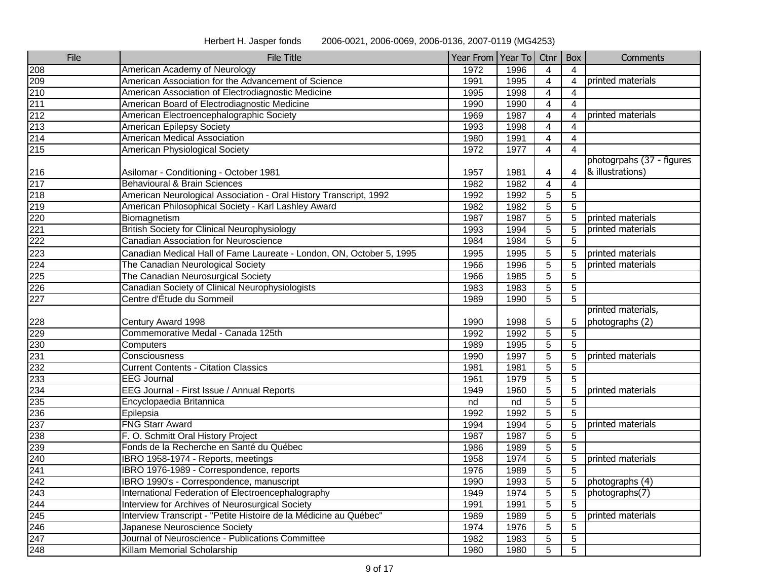| File | File Title | Year From | Year To | Ctnr | Box | Comments |
|---|---|---|---|---|---|---|
| 208 | American Academy of Neurology | 1972 | 1996 | 4 | 4 | |
| 209 | American Association for the Advancement of Science | 1991 | 1995 | 4 | 4 | printed materials |
| 210 | American Association of Electrodiagnostic Medicine | 1995 | 1998 | 4 | 4 | |
| 211 | American Board of Electrodiagnostic Medicine | 1990 | 1990 | 4 | 4 | |
| 212 | American Electroencephalographic Society | 1969 | 1987 | 4 | 4 | printed materials |
| 213 | American Epilepsy Society | 1993 | 1998 | 4 | 4 | |
| 214 | American Medical Association | 1980 | 1991 | 4 | 4 | |
| 215 | American Physiological Society | 1972 | 1977 | 4 | 4 | |
| 216 | Asilomar - Conditioning - October 1981 | 1957 | 1981 | 4 | 4 | photogrpahs (37 - figures & illustrations) |
| 217 | Behavioural & Brain Sciences | 1982 | 1982 | 4 | 4 | |
| 218 | American Neurological Association - Oral History Transcript, 1992 | 1992 | 1992 | 5 | 5 | |
| 219 | American Philosophical Society - Karl Lashley Award | 1982 | 1982 | 5 | 5 | |
| 220 | Biomagnetism | 1987 | 1987 | 5 | 5 | printed materials |
| 221 | British Society for Clinical Neurophysiology | 1993 | 1994 | 5 | 5 | printed materials |
| 222 | Canadian Association for Neuroscience | 1984 | 1984 | 5 | 5 | |
| 223 | Canadian Medical Hall of Fame Laureate - London, ON, October 5, 1995 | 1995 | 1995 | 5 | 5 | printed materials |
| 224 | The Canadian Neurological Society | 1966 | 1996 | 5 | 5 | printed materials |
| 225 | The Canadian Neurosurgical Society | 1966 | 1985 | 5 | 5 | |
| 226 | Canadian Society of Clinical Neurophysiologists | 1983 | 1983 | 5 | 5 | |
| 227 | Centre d'Étude du Sommeil | 1989 | 1990 | 5 | 5 | |
| 228 | Century Award 1998 | 1990 | 1998 | 5 | 5 | printed materials, photographs (2) |
| 229 | Commemorative Medal - Canada 125th | 1992 | 1992 | 5 | 5 | |
| 230 | Computers | 1989 | 1995 | 5 | 5 | |
| 231 | Consciousness | 1990 | 1997 | 5 | 5 | printed materials |
| 232 | Current Contents - Citation Classics | 1981 | 1981 | 5 | 5 | |
| 233 | EEG Journal | 1961 | 1979 | 5 | 5 | |
| 234 | EEG Journal - First Issue / Annual Reports | 1949 | 1960 | 5 | 5 | printed materials |
| 235 | Encyclopaedia Britannica | nd | nd | 5 | 5 | |
| 236 | Epilepsia | 1992 | 1992 | 5 | 5 | |
| 237 | FNG Starr Award | 1994 | 1994 | 5 | 5 | printed materials |
| 238 | F. O. Schmitt Oral History Project | 1987 | 1987 | 5 | 5 | |
| 239 | Fonds de la Recherche en Santé du Québec | 1986 | 1989 | 5 | 5 | |
| 240 | IBRO 1958-1974 - Reports, meetings | 1958 | 1974 | 5 | 5 | printed materials |
| 241 | IBRO 1976-1989 - Correspondence, reports | 1976 | 1989 | 5 | 5 | |
| 242 | IBRO 1990's - Correspondence, manuscript | 1990 | 1993 | 5 | 5 | photographs (4) |
| 243 | International Federation of Electroencephalography | 1949 | 1974 | 5 | 5 | photographs(7) |
| 244 | Interview for Archives of Neurosurgical Society | 1991 | 1991 | 5 | 5 | |
| 245 | Interview Transcript - "Petite Histoire de la Médicine au Québec" | 1989 | 1989 | 5 | 5 | printed materials |
| 246 | Japanese Neuroscience Society | 1974 | 1976 | 5 | 5 | |
| 247 | Journal of Neuroscience - Publications Committee | 1982 | 1983 | 5 | 5 | |
| 248 | Killam Memorial Scholarship | 1980 | 1980 | 5 | 5 | |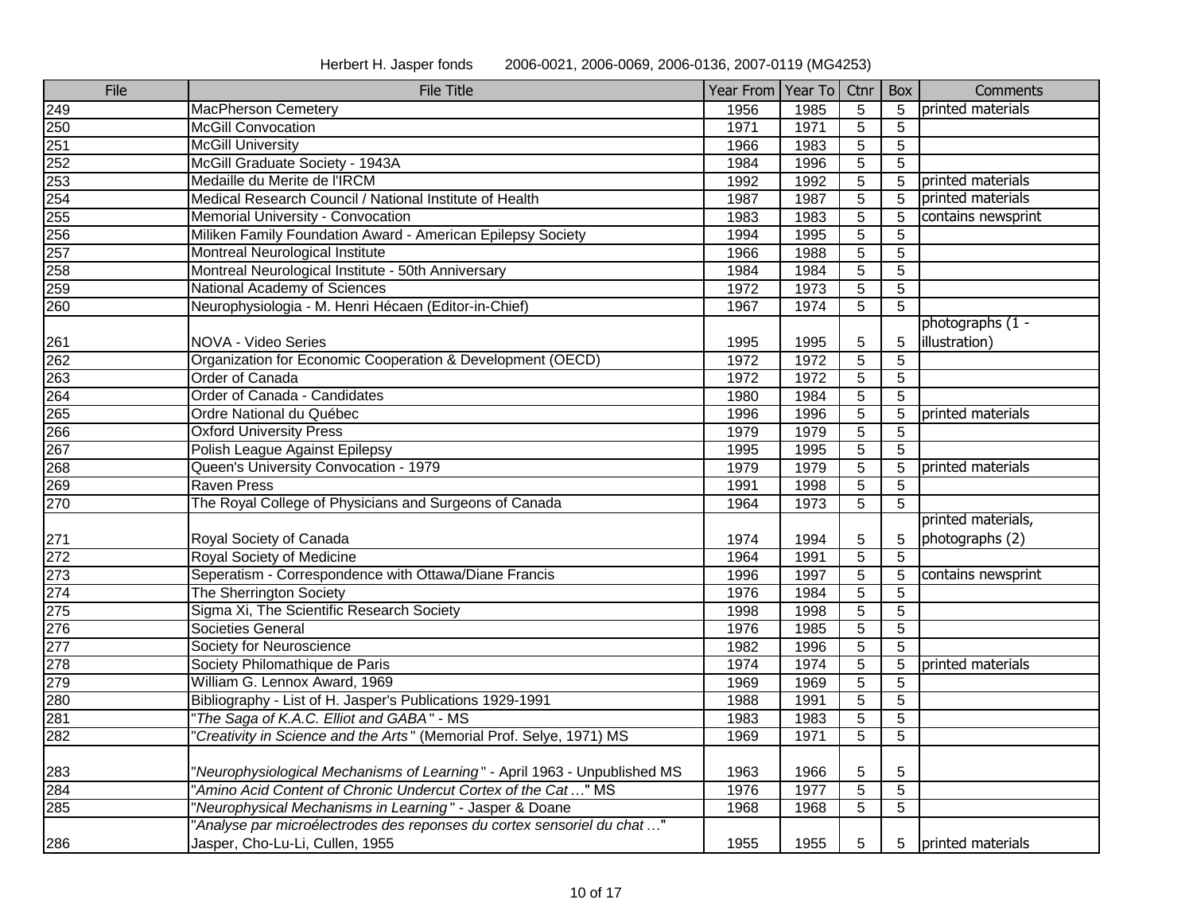Herbert H. Jasper fonds 2006-0021, 2006-0069, 2006-0136, 2007-0119 (MG4253)

| File | File Title | Year From | Year To | Ctnr | Box | Comments |
|---|---|---|---|---|---|---|
| 249 | MacPherson Cemetery | 1956 | 1985 | 5 | 5 | printed materials |
| 250 | McGill Convocation | 1971 | 1971 | 5 | 5 | |
| 251 | McGill University | 1966 | 1983 | 5 | 5 | |
| 252 | McGill Graduate Society - 1943A | 1984 | 1996 | 5 | 5 | |
| 253 | Medaille du Merite de l'IRCM | 1992 | 1992 | 5 | 5 | printed materials |
| 254 | Medical Research Council / National Institute of Health | 1987 | 1987 | 5 | 5 | printed materials |
| 255 | Memorial University - Convocation | 1983 | 1983 | 5 | 5 | contains newsprint |
| 256 | Miliken Family Foundation Award - American Epilepsy Society | 1994 | 1995 | 5 | 5 | |
| 257 | Montreal Neurological Institute | 1966 | 1988 | 5 | 5 | |
| 258 | Montreal Neurological Institute - 50th Anniversary | 1984 | 1984 | 5 | 5 | |
| 259 | National Academy of Sciences | 1972 | 1973 | 5 | 5 | |
| 260 | Neurophysiologia - M. Henri Hécaen (Editor-in-Chief) | 1967 | 1974 | 5 | 5 | |
| 261 | NOVA - Video Series | 1995 | 1995 | 5 | 5 | photographs (1 - illustration) |
| 262 | Organization for Economic Cooperation & Development (OECD) | 1972 | 1972 | 5 | 5 | |
| 263 | Order of Canada | 1972 | 1972 | 5 | 5 | |
| 264 | Order of Canada - Candidates | 1980 | 1984 | 5 | 5 | |
| 265 | Ordre National du Québec | 1996 | 1996 | 5 | 5 | printed materials |
| 266 | Oxford University Press | 1979 | 1979 | 5 | 5 | |
| 267 | Polish League Against Epilepsy | 1995 | 1995 | 5 | 5 | |
| 268 | Queen's University Convocation - 1979 | 1979 | 1979 | 5 | 5 | printed materials |
| 269 | Raven Press | 1991 | 1998 | 5 | 5 | |
| 270 | The Royal College of Physicians and Surgeons of Canada | 1964 | 1973 | 5 | 5 | |
| 271 | Royal Society of Canada | 1974 | 1994 | 5 | 5 | printed materials, photographs (2) |
| 272 | Royal Society of Medicine | 1964 | 1991 | 5 | 5 | |
| 273 | Seperatism - Correspondence with Ottawa/Diane Francis | 1996 | 1997 | 5 | 5 | contains newsprint |
| 274 | The Sherrington Society | 1976 | 1984 | 5 | 5 | |
| 275 | Sigma Xi, The Scientific Research Society | 1998 | 1998 | 5 | 5 | |
| 276 | Societies General | 1976 | 1985 | 5 | 5 | |
| 277 | Society for Neuroscience | 1982 | 1996 | 5 | 5 | |
| 278 | Society Philomathique de Paris | 1974 | 1974 | 5 | 5 | printed materials |
| 279 | William G. Lennox Award, 1969 | 1969 | 1969 | 5 | 5 | |
| 280 | Bibliography - List of H. Jasper's Publications 1929-1991 | 1988 | 1991 | 5 | 5 | |
| 281 | "*The Saga of K.A.C. Elliot and GABA*" - MS | 1983 | 1983 | 5 | 5 | |
| 282 | "*Creativity in Science and the Arts*" (Memorial Prof. Selye, 1971) MS | 1969 | 1971 | 5 | 5 | |
| 283 | "*Neurophysiological Mechanisms of Learning*" - April 1963 - Unpublished MS | 1963 | 1966 | 5 | 5 | |
| 284 | "*Amino Acid Content of Chronic Undercut Cortex of the Cat …*" MS | 1976 | 1977 | 5 | 5 | |
| 285 | "*Neurophysical Mechanisms in Learning*" - Jasper & Doane | 1968 | 1968 | 5 | 5 | |
| 286 | "*Analyse par microélectrodes des reponses du cortex sensoriel du chat …*" Jasper, Cho-Lu-Li, Cullen, 1955 | 1955 | 1955 | 5 | 5 | printed materials |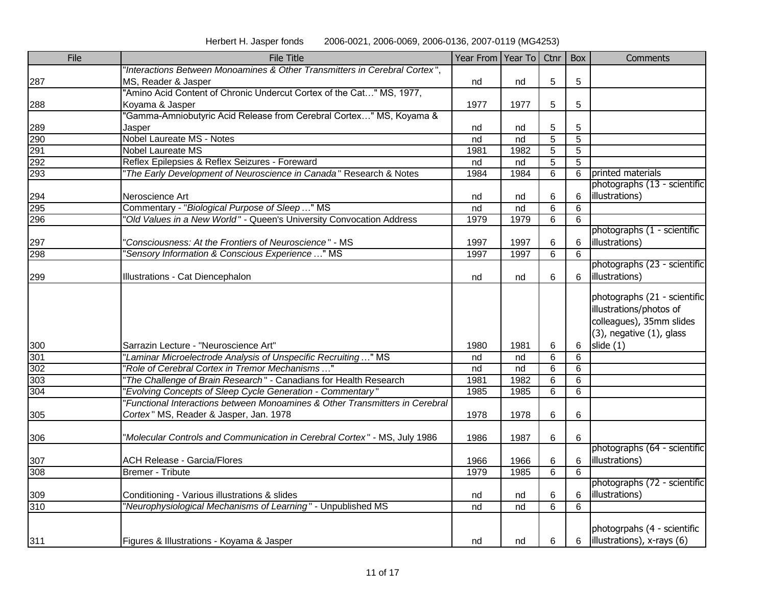| File | File Title | Year From | Year To | Ctnr | Box | Comments |
|---|---|---|---|---|---|---|
| 287 | "*Interactions Between Monoamines & Other Transmitters in Cerebral Cortex*", MS, Reader & Jasper | nd | nd | 5 | 5 | |
| 288 | "Amino Acid Content of Chronic Undercut Cortex of the Cat…" MS, 1977, Koyama & Jasper | 1977 | 1977 | 5 | 5 | |
| 289 | "Gamma-Amniobutyric Acid Release from Cerebral Cortex…" MS, Koyama & Jasper | nd | nd | 5 | 5 | |
| 290 | Nobel Laureate MS - Notes | nd | nd | 5 | 5 | |
| 291 | Nobel Laureate MS | 1981 | 1982 | 5 | 5 | |
| 292 | Reflex Epilepsies & Reflex Seizures - Foreward | nd | nd | 5 | 5 | |
| 293 | "*The Early Development of Neuroscience in Canada*" Research & Notes | 1984 | 1984 | 6 | 6 | printed materials |
| 294 | Neroscience Art | nd | nd | 6 | 6 | photographs (13 - scientific illustrations) |
| 295 | Commentary - "*Biological Purpose of Sleep …*" MS | nd | nd | 6 | 6 | |
| 296 | "*Old Values in a New World*" - Queen's University Convocation Address | 1979 | 1979 | 6 | 6 | |
| 297 | "*Consciousness: At the Frontiers of Neuroscience*" - MS | 1997 | 1997 | 6 | 6 | photographs (1 - scientific illustrations) |
| 298 | "*Sensory Information & Conscious Experience …*" MS | 1997 | 1997 | 6 | 6 | |
| 299 | Illustrations - Cat Diencephalon | nd | nd | 6 | 6 | photographs (23 - scientific illustrations) |
| 300 | Sarrazin Lecture - "Neuroscience Art" | 1980 | 1981 | 6 | 6 | photographs (21 - scientific illustrations/photos of colleagues), 35mm slides (3), negative (1), glass slide (1) |
| 301 | "*Laminar Microelectrode Analysis of Unspecific Recruiting …*" MS | nd | nd | 6 | 6 | |
| 302 | "*Role of Cerebral Cortex in Tremor Mechanisms …*" | nd | nd | 6 | 6 | |
| 303 | "*The Challenge of Brain Research*" - Canadians for Health Research | 1981 | 1982 | 6 | 6 | |
| 304 | "*Evolving Concepts of Sleep Cycle Generation - Commentary*" | 1985 | 1985 | 6 | 6 | |
| 305 | "*Functional Interactions between Monoamines & Other Transmitters in Cerebral Cortex*" MS, Reader & Jasper, Jan. 1978 | 1978 | 1978 | 6 | 6 | |
| 306 | "*Molecular Controls and Communication in Cerebral Cortex*" - MS, July 1986 | 1986 | 1987 | 6 | 6 | |
| 307 | ACH Release - Garcia/Flores | 1966 | 1966 | 6 | 6 | photographs (64 - scientific illustrations) |
| 308 | Bremer - Tribute | 1979 | 1985 | 6 | 6 | |
| 309 | Conditioning - Various illustrations & slides | nd | nd | 6 | 6 | photographs (72 - scientific illustrations) |
| 310 | "*Neurophysiological Mechanisms of Learning*" - Unpublished MS | nd | nd | 6 | 6 | |
| 311 | Figures & Illustrations - Koyama & Jasper | nd | nd | 6 | 6 | photogrpahs (4 - scientific illustrations), x-rays (6) |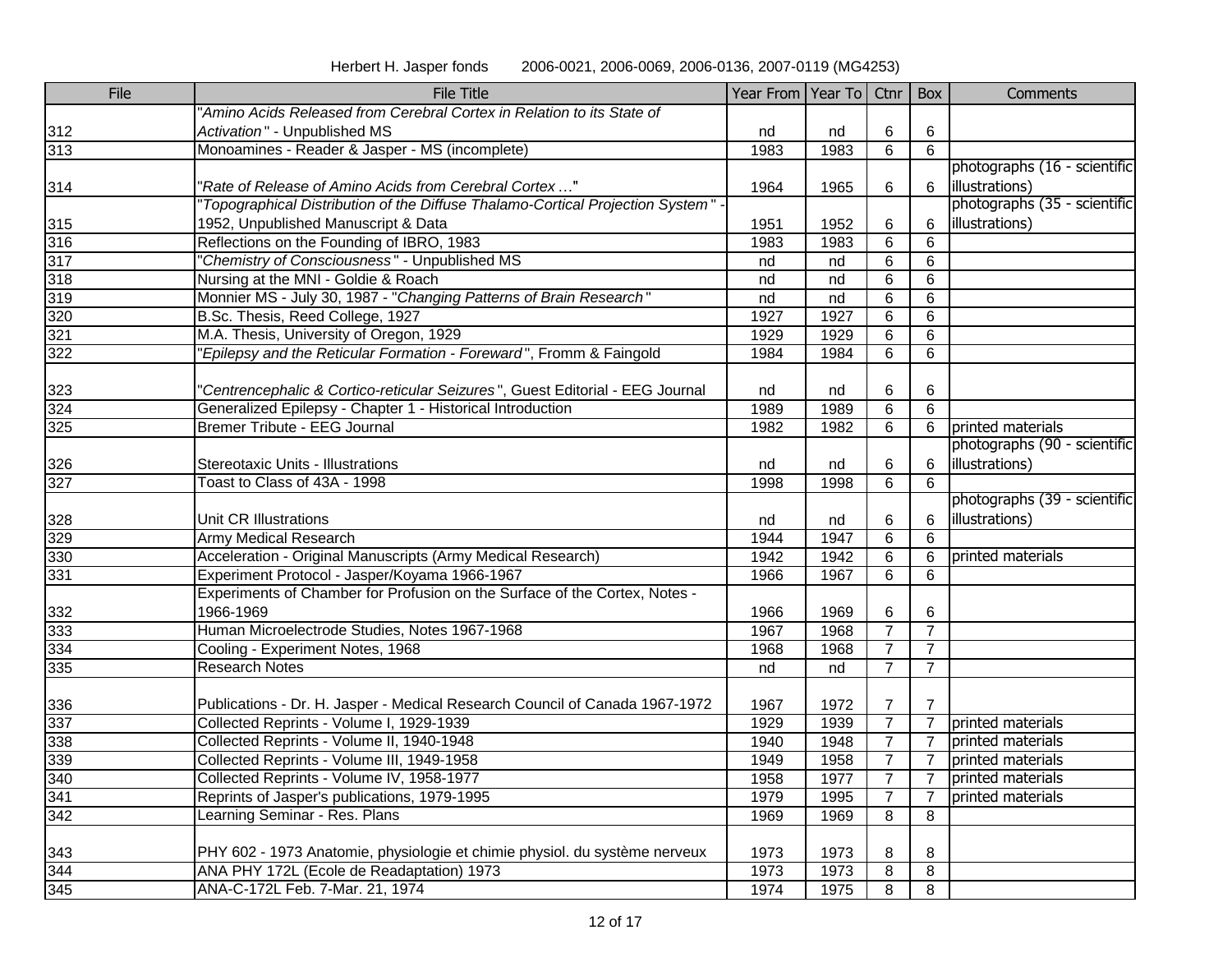| File | File Title | Year From | Year To | Ctnr | Box | Comments |
|---|---|---|---|---|---|---|
| 312 | "*Amino Acids Released from Cerebral Cortex in Relation to its State of Activation*" - Unpublished MS | nd | nd | 6 | 6 | |
| 313 | Monoamines - Reader & Jasper - MS (incomplete) | 1983 | 1983 | 6 | 6 | |
| 314 | "*Rate of Release of Amino Acids from Cerebral Cortex ...*" | 1964 | 1965 | 6 | 6 | photographs (16 - scientific illustrations) |
| 315 | "*Topographical Distribution of the Diffuse Thalamo-Cortical Projection System*" - 1952, Unpublished Manuscript & Data | 1951 | 1952 | 6 | 6 | photographs (35 - scientific illustrations) |
| 316 | Reflections on the Founding of IBRO, 1983 | 1983 | 1983 | 6 | 6 | |
| 317 | "*Chemistry of Consciousness*" - Unpublished MS | nd | nd | 6 | 6 | |
| 318 | Nursing at the MNI - Goldie & Roach | nd | nd | 6 | 6 | |
| 319 | Monnier MS - July 30, 1987 - "*Changing Patterns of Brain Research*" | nd | nd | 6 | 6 | |
| 320 | B.Sc. Thesis, Reed College, 1927 | 1927 | 1927 | 6 | 6 | |
| 321 | M.A. Thesis, University of Oregon, 1929 | 1929 | 1929 | 6 | 6 | |
| 322 | "*Epilepsy and the Reticular Formation - Foreward*", Fromm & Faingold | 1984 | 1984 | 6 | 6 | |
| 323 | "*Centrencephalic & Cortico-reticular Seizures*", Guest Editorial - EEG Journal | nd | nd | 6 | 6 | |
| 324 | Generalized Epilepsy - Chapter 1 - Historical Introduction | 1989 | 1989 | 6 | 6 | |
| 325 | Bremer Tribute - EEG Journal | 1982 | 1982 | 6 | 6 | printed materials |
| 326 | Stereotaxic Units - Illustrations | nd | nd | 6 | 6 | photographs (90 - scientific illustrations) |
| 327 | Toast to Class of 43A - 1998 | 1998 | 1998 | 6 | 6 | |
| 328 | Unit CR Illustrations | nd | nd | 6 | 6 | photographs (39 - scientific illustrations) |
| 329 | Army Medical Research | 1944 | 1947 | 6 | 6 | |
| 330 | Acceleration - Original Manuscripts (Army Medical Research) | 1942 | 1942 | 6 | 6 | printed materials |
| 331 | Experiment Protocol - Jasper/Koyama 1966-1967 | 1966 | 1967 | 6 | 6 | |
| 332 | Experiments of Chamber for Profusion on the Surface of the Cortex, Notes - 1966-1969 | 1966 | 1969 | 6 | 6 | |
| 333 | Human Microelectrode Studies, Notes 1967-1968 | 1967 | 1968 | 7 | 7 | |
| 334 | Cooling - Experiment Notes, 1968 | 1968 | 1968 | 7 | 7 | |
| 335 | Research Notes | nd | nd | 7 | 7 | |
| 336 | Publications - Dr. H. Jasper - Medical Research Council of Canada 1967-1972 | 1967 | 1972 | 7 | 7 | |
| 337 | Collected Reprints - Volume I, 1929-1939 | 1929 | 1939 | 7 | 7 | printed materials |
| 338 | Collected Reprints - Volume II, 1940-1948 | 1940 | 1948 | 7 | 7 | printed materials |
| 339 | Collected Reprints - Volume III, 1949-1958 | 1949 | 1958 | 7 | 7 | printed materials |
| 340 | Collected Reprints - Volume IV, 1958-1977 | 1958 | 1977 | 7 | 7 | printed materials |
| 341 | Reprints of Jasper's publications, 1979-1995 | 1979 | 1995 | 7 | 7 | printed materials |
| 342 | Learning Seminar - Res. Plans | 1969 | 1969 | 8 | 8 | |
| 343 | PHY 602 - 1973 Anatomie, physiologie et chimie physiol. du système nerveux | 1973 | 1973 | 8 | 8 | |
| 344 | ANA PHY 172L (Ecole de Readaptation) 1973 | 1973 | 1973 | 8 | 8 | |
| 345 | ANA-C-172L Feb. 7-Mar. 21, 1974 | 1974 | 1975 | 8 | 8 | |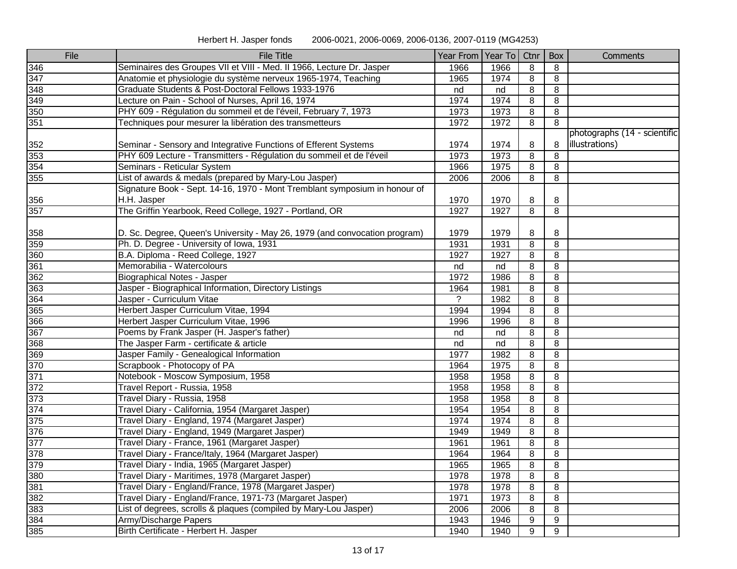| File | File Title | Year From | Year To | Ctnr | Box | Comments |
|---|---|---|---|---|---|---|
| 346 | Seminaires des Groupes VII et VIII - Med. II 1966, Lecture Dr. Jasper | 1966 | 1966 | 8 | 8 | |
| 347 | Anatomie et physiologie du système nerveux 1965-1974, Teaching | 1965 | 1974 | 8 | 8 | |
| 348 | Graduate Students & Post-Doctoral Fellows 1933-1976 | nd | nd | 8 | 8 | |
| 349 | Lecture on Pain - School of Nurses, April 16, 1974 | 1974 | 1974 | 8 | 8 | |
| 350 | PHY 609 - Régulation du sommeil et de l'éveil, February 7, 1973 | 1973 | 1973 | 8 | 8 | |
| 351 | Techniques pour mesurer la libération des transmetteurs | 1972 | 1972 | 8 | 8 | |
| 352 | Seminar - Sensory and Integrative Functions of Efferent Systems | 1974 | 1974 | 8 | 8 | photographs (14 - scientific illustrations) |
| 353 | PHY 609 Lecture - Transmitters - Régulation du sommeil et de l'éveil | 1973 | 1973 | 8 | 8 | |
| 354 | Seminars - Reticular System | 1966 | 1975 | 8 | 8 | |
| 355 | List of awards & medals (prepared by Mary-Lou Jasper) | 2006 | 2006 | 8 | 8 | |
| 356 | Signature Book - Sept. 14-16, 1970 - Mont Tremblant symposium in honour of H.H. Jasper | 1970 | 1970 | 8 | 8 | |
| 357 | The Griffin Yearbook, Reed College, 1927 - Portland, OR | 1927 | 1927 | 8 | 8 | |
| 358 | D. Sc. Degree, Queen's University - May 26, 1979 (and convocation program) | 1979 | 1979 | 8 | 8 | |
| 359 | Ph. D. Degree - University of Iowa, 1931 | 1931 | 1931 | 8 | 8 | |
| 360 | B.A. Diploma - Reed College, 1927 | 1927 | 1927 | 8 | 8 | |
| 361 | Memorabilia - Watercolours | nd | nd | 8 | 8 | |
| 362 | Biographical Notes - Jasper | 1972 | 1986 | 8 | 8 | |
| 363 | Jasper - Biographical Information, Directory Listings | 1964 | 1981 | 8 | 8 | |
| 364 | Jasper - Curriculum Vitae | ? | 1982 | 8 | 8 | |
| 365 | Herbert Jasper Curriculum Vitae, 1994 | 1994 | 1994 | 8 | 8 | |
| 366 | Herbert Jasper Curriculum Vitae, 1996 | 1996 | 1996 | 8 | 8 | |
| 367 | Poems by Frank Jasper (H. Jasper's father) | nd | nd | 8 | 8 | |
| 368 | The Jasper Farm - certificate & article | nd | nd | 8 | 8 | |
| 369 | Jasper Family - Genealogical Information | 1977 | 1982 | 8 | 8 | |
| 370 | Scrapbook - Photocopy of PA | 1964 | 1975 | 8 | 8 | |
| 371 | Notebook - Moscow Symposium, 1958 | 1958 | 1958 | 8 | 8 | |
| 372 | Travel Report - Russia, 1958 | 1958 | 1958 | 8 | 8 | |
| 373 | Travel Diary - Russia, 1958 | 1958 | 1958 | 8 | 8 | |
| 374 | Travel Diary - California, 1954 (Margaret Jasper) | 1954 | 1954 | 8 | 8 | |
| 375 | Travel Diary - England, 1974 (Margaret Jasper) | 1974 | 1974 | 8 | 8 | |
| 376 | Travel Diary - England, 1949 (Margaret Jasper) | 1949 | 1949 | 8 | 8 | |
| 377 | Travel Diary - France, 1961 (Margaret Jasper) | 1961 | 1961 | 8 | 8 | |
| 378 | Travel Diary - France/Italy, 1964 (Margaret Jasper) | 1964 | 1964 | 8 | 8 | |
| 379 | Travel Diary - India, 1965 (Margaret Jasper) | 1965 | 1965 | 8 | 8 | |
| 380 | Travel Diary - Maritimes, 1978 (Margaret Jasper) | 1978 | 1978 | 8 | 8 | |
| 381 | Travel Diary - England/France, 1978 (Margaret Jasper) | 1978 | 1978 | 8 | 8 | |
| 382 | Travel Diary - England/France, 1971-73 (Margaret Jasper) | 1971 | 1973 | 8 | 8 | |
| 383 | List of degrees, scrolls & plaques (compiled by Mary-Lou Jasper) | 2006 | 2006 | 8 | 8 | |
| 384 | Army/Discharge Papers | 1943 | 1946 | 9 | 9 | |
| 385 | Birth Certificate - Herbert H. Jasper | 1940 | 1940 | 9 | 9 | |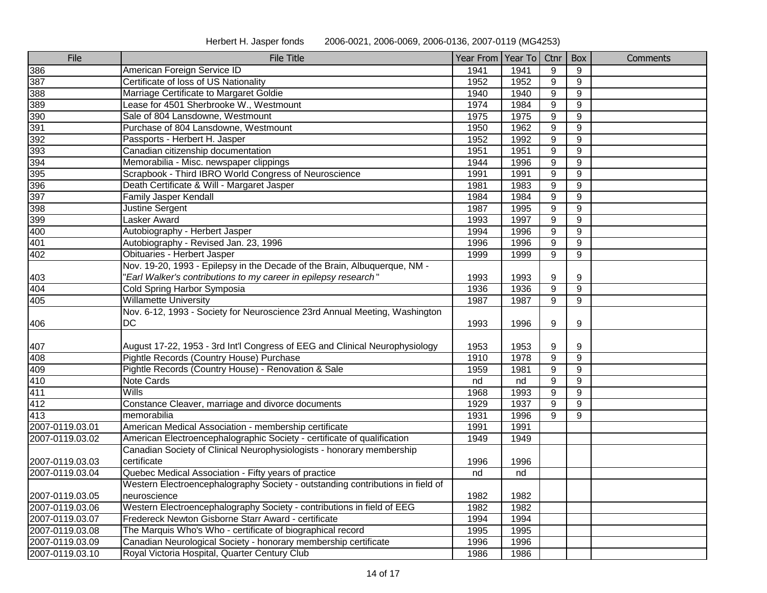| File | File Title | Year From | Year To | Ctnr | Box | Comments |
|---|---|---|---|---|---|---|
| 386 | American Foreign Service ID | 1941 | 1941 | 9 | 9 | |
| 387 | Certificate of loss of US Nationality | 1952 | 1952 | 9 | 9 | |
| 388 | Marriage Certificate to Margaret Goldie | 1940 | 1940 | 9 | 9 | |
| 389 | Lease for 4501 Sherbrooke W., Westmount | 1974 | 1984 | 9 | 9 | |
| 390 | Sale of 804 Lansdowne, Westmount | 1975 | 1975 | 9 | 9 | |
| 391 | Purchase of 804 Lansdowne, Westmount | 1950 | 1962 | 9 | 9 | |
| 392 | Passports - Herbert H. Jasper | 1952 | 1992 | 9 | 9 | |
| 393 | Canadian citizenship documentation | 1951 | 1951 | 9 | 9 | |
| 394 | Memorabilia - Misc. newspaper clippings | 1944 | 1996 | 9 | 9 | |
| 395 | Scrapbook - Third IBRO World Congress of Neuroscience | 1991 | 1991 | 9 | 9 | |
| 396 | Death Certificate & Will - Margaret Jasper | 1981 | 1983 | 9 | 9 | |
| 397 | Family Jasper Kendall | 1984 | 1984 | 9 | 9 | |
| 398 | Justine Sergent | 1987 | 1995 | 9 | 9 | |
| 399 | Lasker Award | 1993 | 1997 | 9 | 9 | |
| 400 | Autobiography - Herbert Jasper | 1994 | 1996 | 9 | 9 | |
| 401 | Autobiography - Revised Jan. 23, 1996 | 1996 | 1996 | 9 | 9 | |
| 402 | Obituaries - Herbert Jasper | 1999 | 1999 | 9 | 9 | |
| 403 | Nov. 19-20, 1993 - Epilepsy in the Decade of the Brain, Albuquerque, NM - "*Earl Walker's contributions to my career in epilepsy research*" | 1993 | 1993 | 9 | 9 | |
| 404 | Cold Spring Harbor Symposia | 1936 | 1936 | 9 | 9 | |
| 405 | Willamette University | 1987 | 1987 | 9 | 9 | |
| 406 | Nov. 6-12, 1993 - Society for Neuroscience 23rd Annual Meeting, Washington DC | 1993 | 1996 | 9 | 9 | |
| 407 | August 17-22, 1953 - 3rd Int'l Congress of EEG and Clinical Neurophysiology | 1953 | 1953 | 9 | 9 | |
| 408 | Pightle Records (Country House) Purchase | 1910 | 1978 | 9 | 9 | |
| 409 | Pightle Records (Country House) - Renovation & Sale | 1959 | 1981 | 9 | 9 | |
| 410 | Note Cards | nd | nd | 9 | 9 | |
| 411 | Wills | 1968 | 1993 | 9 | 9 | |
| 412 | Constance Cleaver, marriage and divorce documents | 1929 | 1937 | 9 | 9 | |
| 413 | memorabilia | 1931 | 1996 | 9 | 9 | |
| 2007-0119.03.01 | American Medical Association - membership certificate | 1991 | 1991 | | | |
| 2007-0119.03.02 | American Electroencephalographic Society - certificate of qualification | 1949 | 1949 | | | |
| 2007-0119.03.03 | Canadian Society of Clinical Neurophysiologists - honorary membership certificate | 1996 | 1996 | | | |
| 2007-0119.03.04 | Quebec Medical Association - Fifty years of practice | nd | nd | | | |
| 2007-0119.03.05 | Western Electroencephalography Society - outstanding contributions in field of neuroscience | 1982 | 1982 | | | |
| 2007-0119.03.06 | Western Electroencephalography Society - contributions in field of EEG | 1982 | 1982 | | | |
| 2007-0119.03.07 | Fredereck Newton Gisborne Starr Award - certificate | 1994 | 1994 | | | |
| 2007-0119.03.08 | The Marquis Who's Who - certificate of biographical record | 1995 | 1995 | | | |
| 2007-0119.03.09 | Canadian Neurological Society - honorary membership certificate | 1996 | 1996 | | | |
| 2007-0119.03.10 | Royal Victoria Hospital, Quarter Century Club | 1986 | 1986 | | | |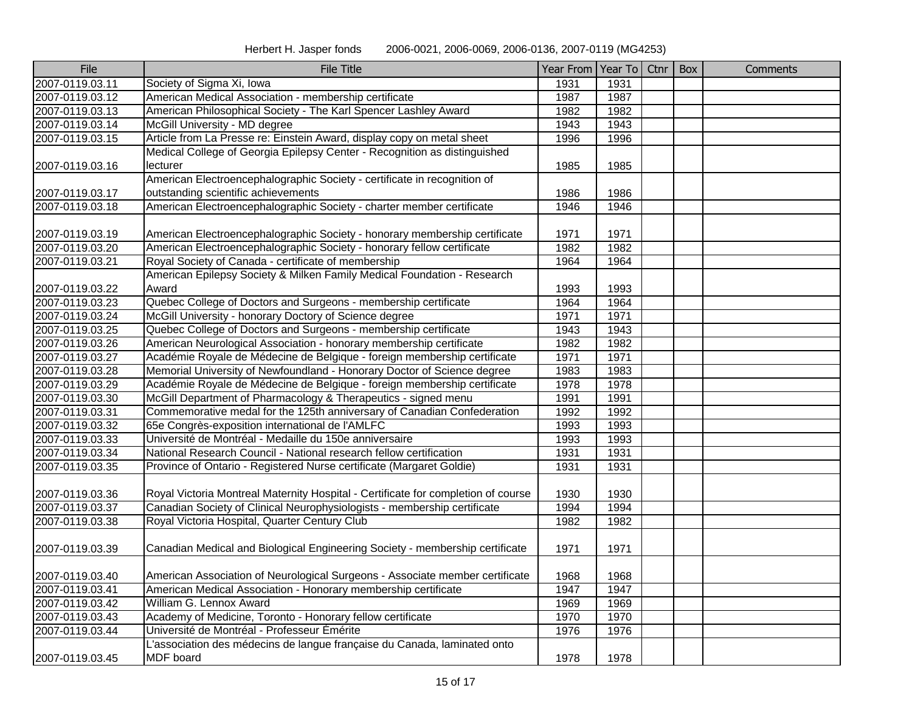| File | File Title | Year From | Year To | Ctnr | Box | Comments |
|---|---|---|---|---|---|---|
| 2007-0119.03.11 | Society of Sigma Xi, Iowa | 1931 | 1931 | | | |
| 2007-0119.03.12 | American Medical Association - membership certificate | 1987 | 1987 | | | |
| 2007-0119.03.13 | American Philosophical Society - The Karl Spencer Lashley Award | 1982 | 1982 | | | |
| 2007-0119.03.14 | McGill University - MD degree | 1943 | 1943 | | | |
| 2007-0119.03.15 | Article from La Presse re: Einstein Award, display copy on metal sheet | 1996 | 1996 | | | |
| 2007-0119.03.16 | Medical College of Georgia Epilepsy Center - Recognition as distinguished lecturer | 1985 | 1985 | | | |
| 2007-0119.03.17 | American Electroencephalographic Society - certificate in recognition of outstanding scientific achievements | 1986 | 1986 | | | |
| 2007-0119.03.18 | American Electroencephalographic Society - charter member certificate | 1946 | 1946 | | | |
| 2007-0119.03.19 | American Electroencephalographic Society - honorary membership certificate | 1971 | 1971 | | | |
| 2007-0119.03.20 | American Electroencephalographic Society - honorary fellow certificate | 1982 | 1982 | | | |
| 2007-0119.03.21 | Royal Society of Canada - certificate of membership | 1964 | 1964 | | | |
| 2007-0119.03.22 | American Epilepsy Society & Milken Family Medical Foundation - Research Award | 1993 | 1993 | | | |
| 2007-0119.03.23 | Quebec College of Doctors and Surgeons - membership certificate | 1964 | 1964 | | | |
| 2007-0119.03.24 | McGill University - honorary Doctory of Science degree | 1971 | 1971 | | | |
| 2007-0119.03.25 | Quebec College of Doctors and Surgeons - membership certificate | 1943 | 1943 | | | |
| 2007-0119.03.26 | American Neurological Association - honorary membership certificate | 1982 | 1982 | | | |
| 2007-0119.03.27 | Académie Royale de Médecine de Belgique - foreign membership certificate | 1971 | 1971 | | | |
| 2007-0119.03.28 | Memorial University of Newfoundland - Honorary Doctor of Science degree | 1983 | 1983 | | | |
| 2007-0119.03.29 | Académie Royale de Médecine de Belgique - foreign membership certificate | 1978 | 1978 | | | |
| 2007-0119.03.30 | McGill Department of Pharmacology & Therapeutics - signed menu | 1991 | 1991 | | | |
| 2007-0119.03.31 | Commemorative medal for the 125th anniversary of Canadian Confederation | 1992 | 1992 | | | |
| 2007-0119.03.32 | 65e Congrès-exposition international de l'AMLFC | 1993 | 1993 | | | |
| 2007-0119.03.33 | Université de Montréal - Medaille du 150e anniversaire | 1993 | 1993 | | | |
| 2007-0119.03.34 | National Research Council - National research fellow certification | 1931 | 1931 | | | |
| 2007-0119.03.35 | Province of Ontario - Registered Nurse certificate (Margaret Goldie) | 1931 | 1931 | | | |
| 2007-0119.03.36 | Royal Victoria Montreal Maternity Hospital - Certificate for completion of course | 1930 | 1930 | | | |
| 2007-0119.03.37 | Canadian Society of Clinical Neurophysiologists - membership certificate | 1994 | 1994 | | | |
| 2007-0119.03.38 | Royal Victoria Hospital, Quarter Century Club | 1982 | 1982 | | | |
| 2007-0119.03.39 | Canadian Medical and Biological Engineering Society - membership certificate | 1971 | 1971 | | | |
| 2007-0119.03.40 | American Association of Neurological Surgeons - Associate member certificate | 1968 | 1968 | | | |
| 2007-0119.03.41 | American Medical Association - Honorary membership certificate | 1947 | 1947 | | | |
| 2007-0119.03.42 | William G. Lennox Award | 1969 | 1969 | | | |
| 2007-0119.03.43 | Academy of Medicine, Toronto - Honorary fellow certificate | 1970 | 1970 | | | |
| 2007-0119.03.44 | Université de Montréal - Professeur Émérite | 1976 | 1976 | | | |
| 2007-0119.03.45 | L'association des médecins de langue française du Canada, laminated onto MDF board | 1978 | 1978 | | | |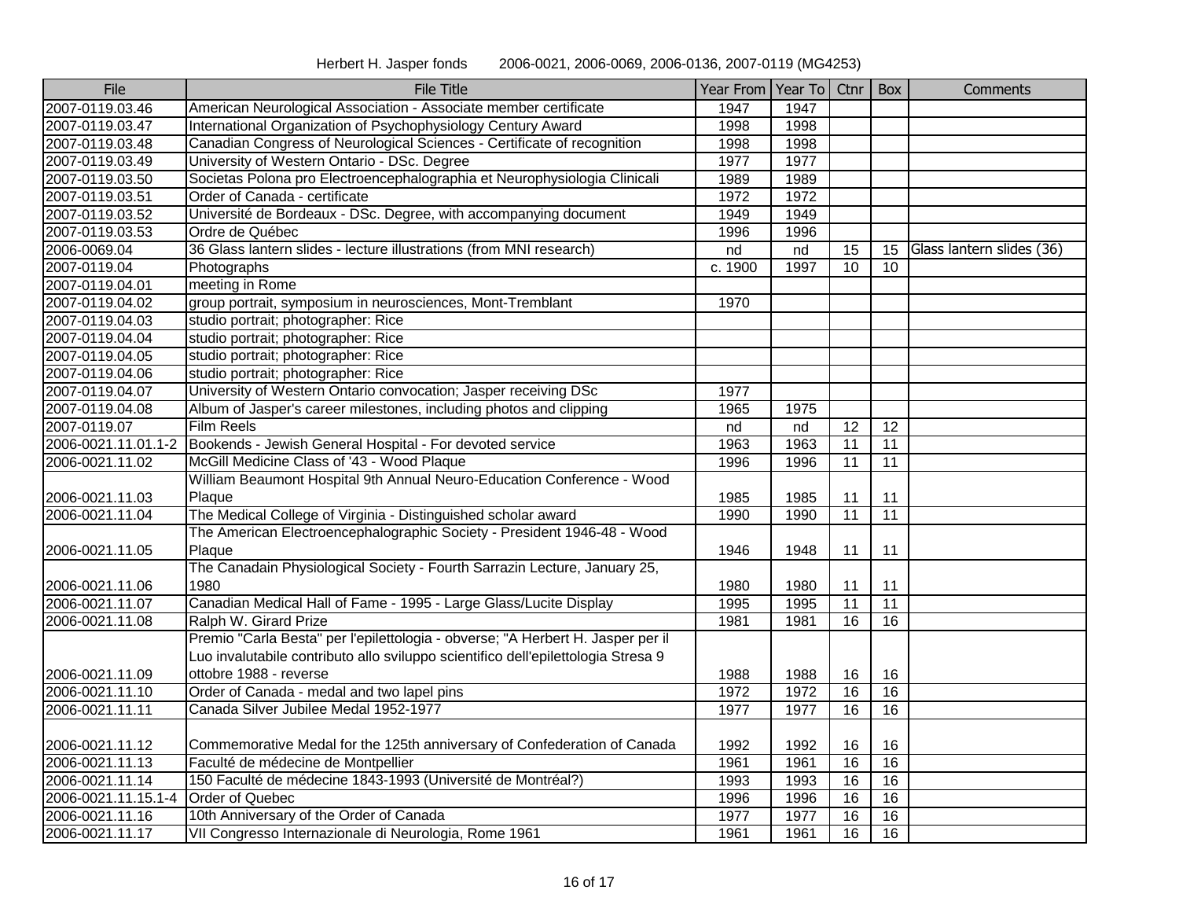| File | File Title | Year From | Year To | Ctnr | Box | Comments |
|---|---|---|---|---|---|---|
| 2007-0119.03.46 | American Neurological Association - Associate member certificate | 1947 | 1947 | | | |
| 2007-0119.03.47 | International Organization of Psychophysiology Century Award | 1998 | 1998 | | | |
| 2007-0119.03.48 | Canadian Congress of Neurological Sciences - Certificate of recognition | 1998 | 1998 | | | |
| 2007-0119.03.49 | University of Western Ontario - DSc. Degree | 1977 | 1977 | | | |
| 2007-0119.03.50 | Societas Polona pro Electroencephalographia et Neurophysiologia Clinicali | 1989 | 1989 | | | |
| 2007-0119.03.51 | Order of Canada - certificate | 1972 | 1972 | | | |
| 2007-0119.03.52 | Université de Bordeaux - DSc. Degree, with accompanying document | 1949 | 1949 | | | |
| 2007-0119.03.53 | Ordre de Québec | 1996 | 1996 | | | |
| 2006-0069.04 | 36 Glass lantern slides - lecture illustrations (from MNI research) | nd | nd | 15 | 15 | Glass lantern slides (36) |
| 2007-0119.04 | Photographs | c. 1900 | 1997 | 10 | 10 | |
| 2007-0119.04.01 | meeting in Rome | | | | | |
| 2007-0119.04.02 | group portrait, symposium in neurosciences, Mont-Tremblant | 1970 | | | | |
| 2007-0119.04.03 | studio portrait; photographer: Rice | | | | | |
| 2007-0119.04.04 | studio portrait; photographer: Rice | | | | | |
| 2007-0119.04.05 | studio portrait; photographer: Rice | | | | | |
| 2007-0119.04.06 | studio portrait; photographer: Rice | | | | | |
| 2007-0119.04.07 | University of Western Ontario convocation; Jasper receiving DSc | 1977 | | | | |
| 2007-0119.04.08 | Album of Jasper's career milestones, including photos and clipping | 1965 | 1975 | | | |
| 2007-0119.07 | Film Reels | nd | nd | 12 | 12 | |
| 2006-0021.11.01.1-2 | Bookends - Jewish General Hospital - For devoted service | 1963 | 1963 | 11 | 11 | |
| 2006-0021.11.02 | McGill Medicine Class of '43 - Wood Plaque | 1996 | 1996 | 11 | 11 | |
| 2006-0021.11.03 | William Beaumont Hospital 9th Annual Neuro-Education Conference - Wood Plaque | 1985 | 1985 | 11 | 11 | |
| 2006-0021.11.04 | The Medical College of Virginia - Distinguished scholar award | 1990 | 1990 | 11 | 11 | |
| 2006-0021.11.05 | The American Electroencephalographic Society - President 1946-48 - Wood Plaque | 1946 | 1948 | 11 | 11 | |
| 2006-0021.11.06 | The Canadain Physiological Society - Fourth Sarrazin Lecture, January 25, 1980 | 1980 | 1980 | 11 | 11 | |
| 2006-0021.11.07 | Canadian Medical Hall of Fame - 1995 - Large Glass/Lucite Display | 1995 | 1995 | 11 | 11 | |
| 2006-0021.11.08 | Ralph W. Girard Prize | 1981 | 1981 | 16 | 16 | |
| 2006-0021.11.09 | Premio "Carla Besta" per l'epilettologia - obverse; "A Herbert H. Jasper per il Luo invalutabile contributo allo sviluppo scientifico dell'epilettologia Stresa 9 ottobre 1988 - reverse | 1988 | 1988 | 16 | 16 | |
| 2006-0021.11.10 | Order of Canada - medal and two lapel pins | 1972 | 1972 | 16 | 16 | |
| 2006-0021.11.11 | Canada Silver Jubilee Medal 1952-1977 | 1977 | 1977 | 16 | 16 | |
| 2006-0021.11.12 | Commemorative Medal for the 125th anniversary of Confederation of Canada | 1992 | 1992 | 16 | 16 | |
| 2006-0021.11.13 | Faculté de médecine de Montpellier | 1961 | 1961 | 16 | 16 | |
| 2006-0021.11.14 | 150 Faculté de médecine 1843-1993 (Université de Montréal?) | 1993 | 1993 | 16 | 16 | |
| 2006-0021.11.15.1-4 | Order of Quebec | 1996 | 1996 | 16 | 16 | |
| 2006-0021.11.16 | 10th Anniversary of the Order of Canada | 1977 | 1977 | 16 | 16 | |
| 2006-0021.11.17 | VII Congresso Internazionale di Neurologia, Rome 1961 | 1961 | 1961 | 16 | 16 | |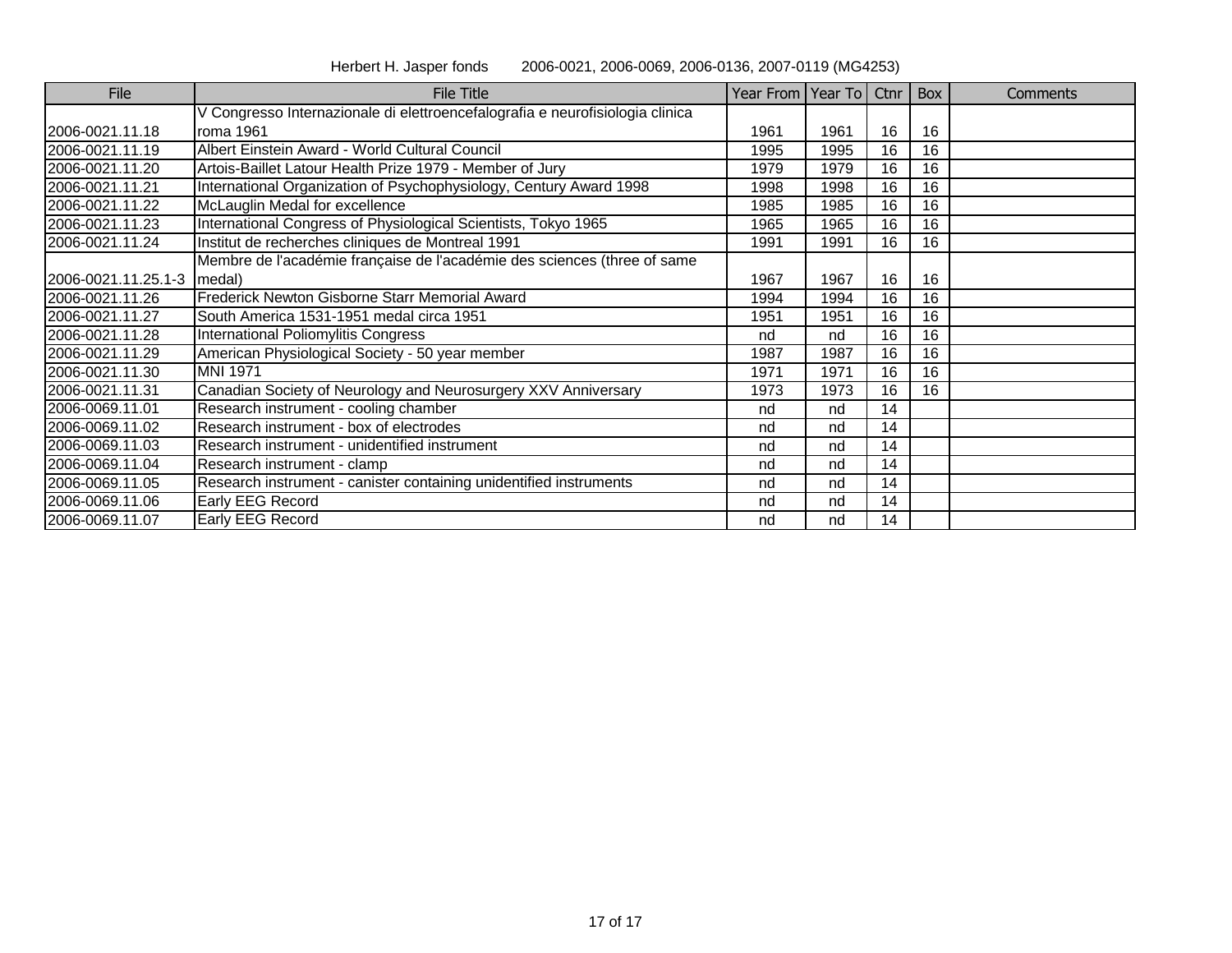| File | File Title | Year From | Year To | Ctnr | Box | Comments |
|---|---|---|---|---|---|---|
| 2006-0021.11.18 | V Congresso Internazionale di elettroencefalografia e neurofisiologia clinica roma 1961 | 1961 | 1961 | 16 | 16 | |
| 2006-0021.11.19 | Albert Einstein Award - World Cultural Council | 1995 | 1995 | 16 | 16 | |
| 2006-0021.11.20 | Artois-Baillet Latour Health Prize 1979 - Member of Jury | 1979 | 1979 | 16 | 16 | |
| 2006-0021.11.21 | International Organization of Psychophysiology, Century Award 1998 | 1998 | 1998 | 16 | 16 | |
| 2006-0021.11.22 | McLauglin Medal for excellence | 1985 | 1985 | 16 | 16 | |
| 2006-0021.11.23 | International Congress of Physiological Scientists, Tokyo 1965 | 1965 | 1965 | 16 | 16 | |
| 2006-0021.11.24 | Institut de recherches cliniques de Montreal 1991 | 1991 | 1991 | 16 | 16 | |
| 2006-0021.11.25.1-3 | Membre de l'académie française de l'académie des sciences (three of same medal) | 1967 | 1967 | 16 | 16 | |
| 2006-0021.11.26 | Frederick Newton Gisborne Starr Memorial Award | 1994 | 1994 | 16 | 16 | |
| 2006-0021.11.27 | South America 1531-1951 medal circa 1951 | 1951 | 1951 | 16 | 16 | |
| 2006-0021.11.28 | International Poliomylitis Congress | nd | nd | 16 | 16 | |
| 2006-0021.11.29 | American Physiological Society - 50 year member | 1987 | 1987 | 16 | 16 | |
| 2006-0021.11.30 | MNI 1971 | 1971 | 1971 | 16 | 16 | |
| 2006-0021.11.31 | Canadian Society of Neurology and Neurosurgery XXV Anniversary | 1973 | 1973 | 16 | 16 | |
| 2006-0069.11.01 | Research instrument - cooling chamber | nd | nd | 14 | | |
| 2006-0069.11.02 | Research instrument - box of electrodes | nd | nd | 14 | | |
| 2006-0069.11.03 | Research instrument - unidentified instrument | nd | nd | 14 | | |
| 2006-0069.11.04 | Research instrument - clamp | nd | nd | 14 | | |
| 2006-0069.11.05 | Research instrument - canister containing unidentified instruments | nd | nd | 14 | | |
| 2006-0069.11.06 | Early EEG Record | nd | nd | 14 | | |
| 2006-0069.11.07 | Early EEG Record | nd | nd | 14 | | |